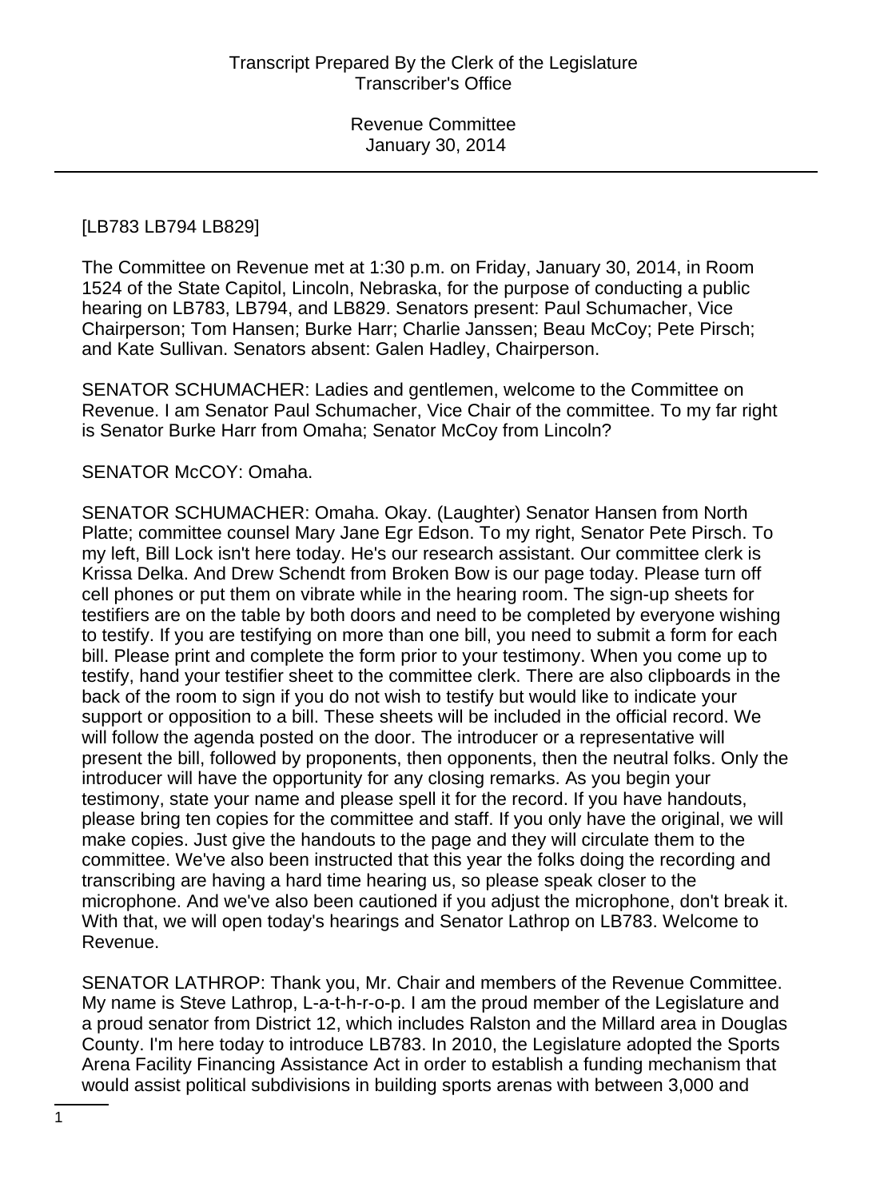[LB783 LB794 LB829]

The Committee on Revenue met at 1:30 p.m. on Friday, January 30, 2014, in Room 1524 of the State Capitol, Lincoln, Nebraska, for the purpose of conducting a public hearing on LB783, LB794, and LB829. Senators present: Paul Schumacher, Vice Chairperson; Tom Hansen; Burke Harr; Charlie Janssen; Beau McCoy; Pete Pirsch; and Kate Sullivan. Senators absent: Galen Hadley, Chairperson.

SENATOR SCHUMACHER: Ladies and gentlemen, welcome to the Committee on Revenue. I am Senator Paul Schumacher, Vice Chair of the committee. To my far right is Senator Burke Harr from Omaha; Senator McCoy from Lincoln?

SENATOR McCOY: Omaha.

SENATOR SCHUMACHER: Omaha. Okay. (Laughter) Senator Hansen from North Platte; committee counsel Mary Jane Egr Edson. To my right, Senator Pete Pirsch. To my left, Bill Lock isn't here today. He's our research assistant. Our committee clerk is Krissa Delka. And Drew Schendt from Broken Bow is our page today. Please turn off cell phones or put them on vibrate while in the hearing room. The sign-up sheets for testifiers are on the table by both doors and need to be completed by everyone wishing to testify. If you are testifying on more than one bill, you need to submit a form for each bill. Please print and complete the form prior to your testimony. When you come up to testify, hand your testifier sheet to the committee clerk. There are also clipboards in the back of the room to sign if you do not wish to testify but would like to indicate your support or opposition to a bill. These sheets will be included in the official record. We will follow the agenda posted on the door. The introducer or a representative will present the bill, followed by proponents, then opponents, then the neutral folks. Only the introducer will have the opportunity for any closing remarks. As you begin your testimony, state your name and please spell it for the record. If you have handouts, please bring ten copies for the committee and staff. If you only have the original, we will make copies. Just give the handouts to the page and they will circulate them to the committee. We've also been instructed that this year the folks doing the recording and transcribing are having a hard time hearing us, so please speak closer to the microphone. And we've also been cautioned if you adjust the microphone, don't break it. With that, we will open today's hearings and Senator Lathrop on LB783. Welcome to Revenue.

SENATOR LATHROP: Thank you, Mr. Chair and members of the Revenue Committee. My name is Steve Lathrop, L-a-t-h-r-o-p. I am the proud member of the Legislature and a proud senator from District 12, which includes Ralston and the Millard area in Douglas County. I'm here today to introduce LB783. In 2010, the Legislature adopted the Sports Arena Facility Financing Assistance Act in order to establish a funding mechanism that would assist political subdivisions in building sports arenas with between 3,000 and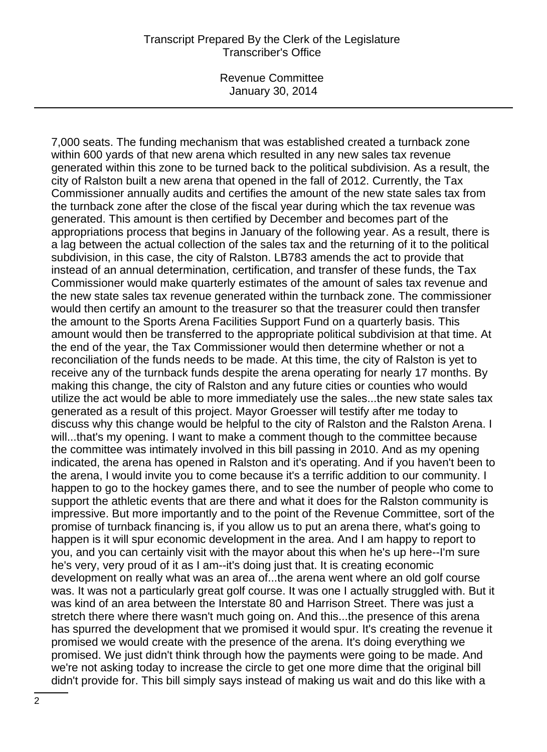7,000 seats. The funding mechanism that was established created a turnback zone within 600 yards of that new arena which resulted in any new sales tax revenue generated within this zone to be turned back to the political subdivision. As a result, the city of Ralston built a new arena that opened in the fall of 2012. Currently, the Tax Commissioner annually audits and certifies the amount of the new state sales tax from the turnback zone after the close of the fiscal year during which the tax revenue was generated. This amount is then certified by December and becomes part of the appropriations process that begins in January of the following year. As a result, there is a lag between the actual collection of the sales tax and the returning of it to the political subdivision, in this case, the city of Ralston. LB783 amends the act to provide that instead of an annual determination, certification, and transfer of these funds, the Tax Commissioner would make quarterly estimates of the amount of sales tax revenue and the new state sales tax revenue generated within the turnback zone. The commissioner would then certify an amount to the treasurer so that the treasurer could then transfer the amount to the Sports Arena Facilities Support Fund on a quarterly basis. This amount would then be transferred to the appropriate political subdivision at that time. At the end of the year, the Tax Commissioner would then determine whether or not a reconciliation of the funds needs to be made. At this time, the city of Ralston is yet to receive any of the turnback funds despite the arena operating for nearly 17 months. By making this change, the city of Ralston and any future cities or counties who would utilize the act would be able to more immediately use the sales...the new state sales tax generated as a result of this project. Mayor Groesser will testify after me today to discuss why this change would be helpful to the city of Ralston and the Ralston Arena. I will...that's my opening. I want to make a comment though to the committee because the committee was intimately involved in this bill passing in 2010. And as my opening indicated, the arena has opened in Ralston and it's operating. And if you haven't been to the arena, I would invite you to come because it's a terrific addition to our community. I happen to go to the hockey games there, and to see the number of people who come to support the athletic events that are there and what it does for the Ralston community is impressive. But more importantly and to the point of the Revenue Committee, sort of the promise of turnback financing is, if you allow us to put an arena there, what's going to happen is it will spur economic development in the area. And I am happy to report to you, and you can certainly visit with the mayor about this when he's up here--I'm sure he's very, very proud of it as I am--it's doing just that. It is creating economic development on really what was an area of...the arena went where an old golf course was. It was not a particularly great golf course. It was one I actually struggled with. But it was kind of an area between the Interstate 80 and Harrison Street. There was just a stretch there where there wasn't much going on. And this...the presence of this arena has spurred the development that we promised it would spur. It's creating the revenue it promised we would create with the presence of the arena. It's doing everything we promised. We just didn't think through how the payments were going to be made. And we're not asking today to increase the circle to get one more dime that the original bill didn't provide for. This bill simply says instead of making us wait and do this like with a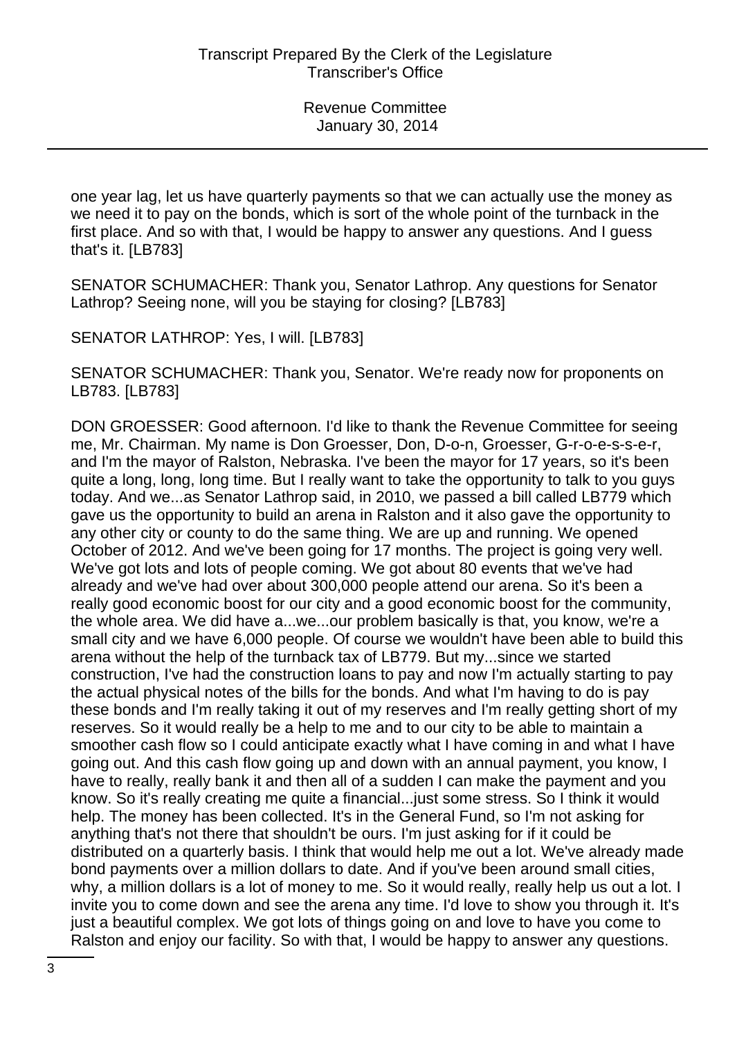one year lag, let us have quarterly payments so that we can actually use the money as we need it to pay on the bonds, which is sort of the whole point of the turnback in the first place. And so with that, I would be happy to answer any questions. And I guess that's it. [LB783]

SENATOR SCHUMACHER: Thank you, Senator Lathrop. Any questions for Senator Lathrop? Seeing none, will you be staying for closing? [LB783]

SENATOR LATHROP: Yes, I will. [LB783]

SENATOR SCHUMACHER: Thank you, Senator. We're ready now for proponents on LB783. [LB783]

DON GROESSER: Good afternoon. I'd like to thank the Revenue Committee for seeing me, Mr. Chairman. My name is Don Groesser, Don, D-o-n, Groesser, G-r-o-e-s-s-e-r, and I'm the mayor of Ralston, Nebraska. I've been the mayor for 17 years, so it's been quite a long, long, long time. But I really want to take the opportunity to talk to you guys today. And we...as Senator Lathrop said, in 2010, we passed a bill called LB779 which gave us the opportunity to build an arena in Ralston and it also gave the opportunity to any other city or county to do the same thing. We are up and running. We opened October of 2012. And we've been going for 17 months. The project is going very well. We've got lots and lots of people coming. We got about 80 events that we've had already and we've had over about 300,000 people attend our arena. So it's been a really good economic boost for our city and a good economic boost for the community, the whole area. We did have a...we...our problem basically is that, you know, we're a small city and we have 6,000 people. Of course we wouldn't have been able to build this arena without the help of the turnback tax of LB779. But my...since we started construction, I've had the construction loans to pay and now I'm actually starting to pay the actual physical notes of the bills for the bonds. And what I'm having to do is pay these bonds and I'm really taking it out of my reserves and I'm really getting short of my reserves. So it would really be a help to me and to our city to be able to maintain a smoother cash flow so I could anticipate exactly what I have coming in and what I have going out. And this cash flow going up and down with an annual payment, you know, I have to really, really bank it and then all of a sudden I can make the payment and you know. So it's really creating me quite a financial...just some stress. So I think it would help. The money has been collected. It's in the General Fund, so I'm not asking for anything that's not there that shouldn't be ours. I'm just asking for if it could be distributed on a quarterly basis. I think that would help me out a lot. We've already made bond payments over a million dollars to date. And if you've been around small cities, why, a million dollars is a lot of money to me. So it would really, really help us out a lot. I invite you to come down and see the arena any time. I'd love to show you through it. It's just a beautiful complex. We got lots of things going on and love to have you come to Ralston and enjoy our facility. So with that, I would be happy to answer any questions.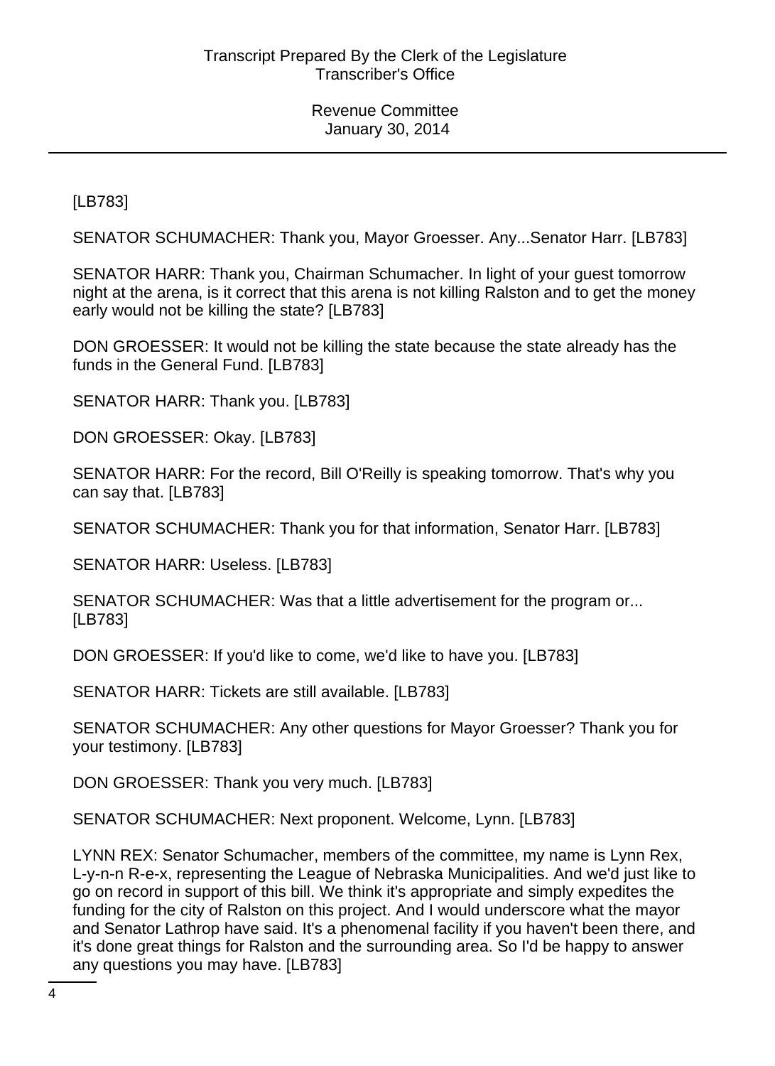[LB783]

SENATOR SCHUMACHER: Thank you, Mayor Groesser. Any...Senator Harr. [LB783]

SENATOR HARR: Thank you, Chairman Schumacher. In light of your guest tomorrow night at the arena, is it correct that this arena is not killing Ralston and to get the money early would not be killing the state? [LB783]

DON GROESSER: It would not be killing the state because the state already has the funds in the General Fund. [LB783]

SENATOR HARR: Thank you. [LB783]

DON GROESSER: Okay. [LB783]

SENATOR HARR: For the record, Bill O'Reilly is speaking tomorrow. That's why you can say that. [LB783]

SENATOR SCHUMACHER: Thank you for that information, Senator Harr. [LB783]

SENATOR HARR: Useless. [LB783]

SENATOR SCHUMACHER: Was that a little advertisement for the program or... [LB783]

DON GROESSER: If you'd like to come, we'd like to have you. [LB783]

SENATOR HARR: Tickets are still available. [LB783]

SENATOR SCHUMACHER: Any other questions for Mayor Groesser? Thank you for your testimony. [LB783]

DON GROESSER: Thank you very much. [LB783]

SENATOR SCHUMACHER: Next proponent. Welcome, Lynn. [LB783]

LYNN REX: Senator Schumacher, members of the committee, my name is Lynn Rex, L-y-n-n R-e-x, representing the League of Nebraska Municipalities. And we'd just like to go on record in support of this bill. We think it's appropriate and simply expedites the funding for the city of Ralston on this project. And I would underscore what the mayor and Senator Lathrop have said. It's a phenomenal facility if you haven't been there, and it's done great things for Ralston and the surrounding area. So I'd be happy to answer any questions you may have. [LB783]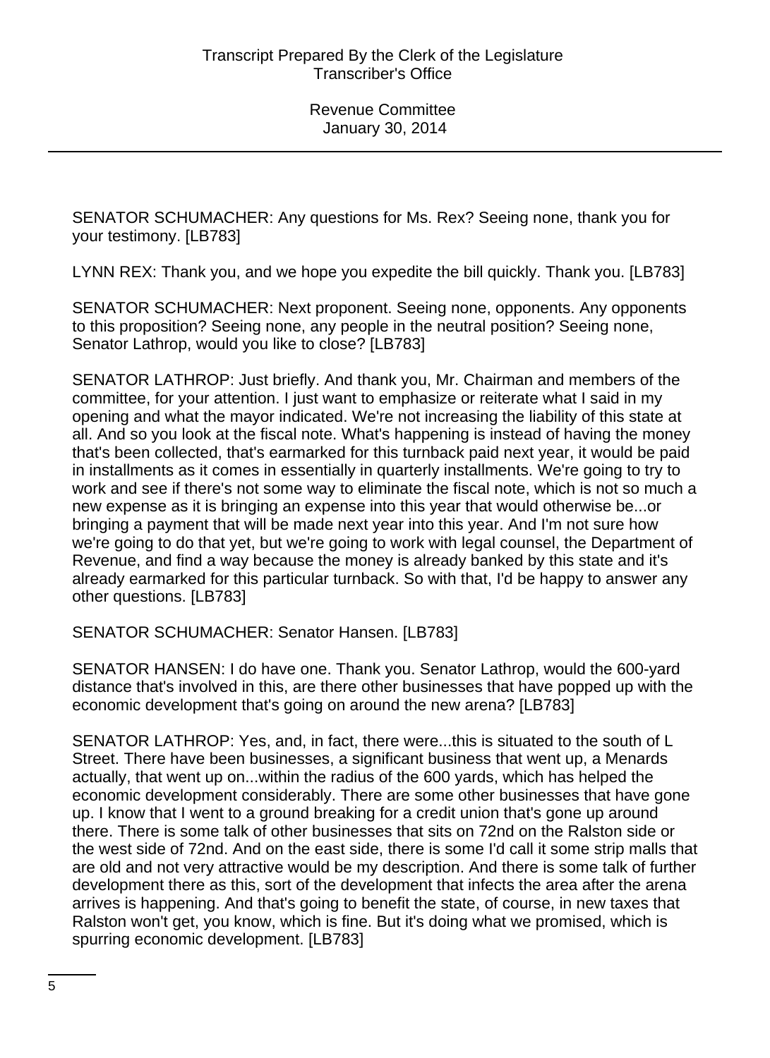SENATOR SCHUMACHER: Any questions for Ms. Rex? Seeing none, thank you for your testimony. [LB783]

LYNN REX: Thank you, and we hope you expedite the bill quickly. Thank you. [LB783]

SENATOR SCHUMACHER: Next proponent. Seeing none, opponents. Any opponents to this proposition? Seeing none, any people in the neutral position? Seeing none, Senator Lathrop, would you like to close? [LB783]

SENATOR LATHROP: Just briefly. And thank you, Mr. Chairman and members of the committee, for your attention. I just want to emphasize or reiterate what I said in my opening and what the mayor indicated. We're not increasing the liability of this state at all. And so you look at the fiscal note. What's happening is instead of having the money that's been collected, that's earmarked for this turnback paid next year, it would be paid in installments as it comes in essentially in quarterly installments. We're going to try to work and see if there's not some way to eliminate the fiscal note, which is not so much a new expense as it is bringing an expense into this year that would otherwise be...or bringing a payment that will be made next year into this year. And I'm not sure how we're going to do that yet, but we're going to work with legal counsel, the Department of Revenue, and find a way because the money is already banked by this state and it's already earmarked for this particular turnback. So with that, I'd be happy to answer any other questions. [LB783]

SENATOR SCHUMACHER: Senator Hansen. [LB783]

SENATOR HANSEN: I do have one. Thank you. Senator Lathrop, would the 600-yard distance that's involved in this, are there other businesses that have popped up with the economic development that's going on around the new arena? [LB783]

SENATOR LATHROP: Yes, and, in fact, there were...this is situated to the south of L Street. There have been businesses, a significant business that went up, a Menards actually, that went up on...within the radius of the 600 yards, which has helped the economic development considerably. There are some other businesses that have gone up. I know that I went to a ground breaking for a credit union that's gone up around there. There is some talk of other businesses that sits on 72nd on the Ralston side or the west side of 72nd. And on the east side, there is some I'd call it some strip malls that are old and not very attractive would be my description. And there is some talk of further development there as this, sort of the development that infects the area after the arena arrives is happening. And that's going to benefit the state, of course, in new taxes that Ralston won't get, you know, which is fine. But it's doing what we promised, which is spurring economic development. [LB783]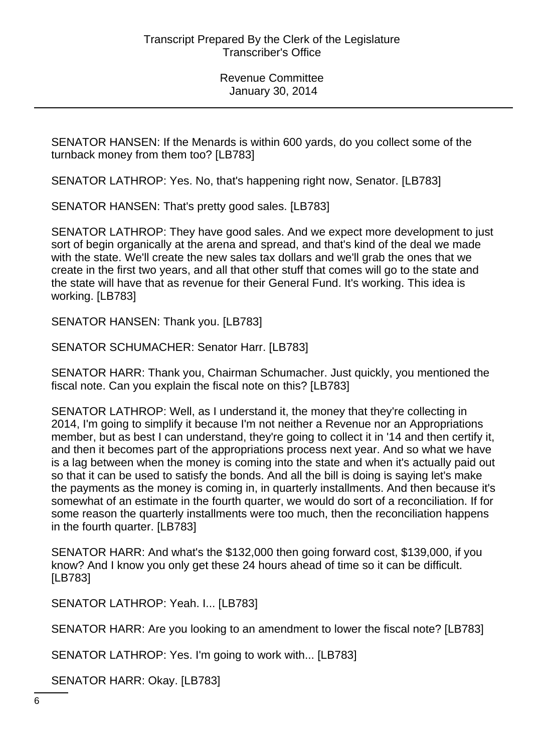SENATOR HANSEN: If the Menards is within 600 yards, do you collect some of the turnback money from them too? [LB783]

SENATOR LATHROP: Yes. No, that's happening right now, Senator. [LB783]

SENATOR HANSEN: That's pretty good sales. [LB783]

SENATOR LATHROP: They have good sales. And we expect more development to just sort of begin organically at the arena and spread, and that's kind of the deal we made with the state. We'll create the new sales tax dollars and we'll grab the ones that we create in the first two years, and all that other stuff that comes will go to the state and the state will have that as revenue for their General Fund. It's working. This idea is working. [LB783]

SENATOR HANSEN: Thank you. [LB783]

SENATOR SCHUMACHER: Senator Harr. [LB783]

SENATOR HARR: Thank you, Chairman Schumacher. Just quickly, you mentioned the fiscal note. Can you explain the fiscal note on this? [LB783]

SENATOR LATHROP: Well, as I understand it, the money that they're collecting in 2014, I'm going to simplify it because I'm not neither a Revenue nor an Appropriations member, but as best I can understand, they're going to collect it in '14 and then certify it, and then it becomes part of the appropriations process next year. And so what we have is a lag between when the money is coming into the state and when it's actually paid out so that it can be used to satisfy the bonds. And all the bill is doing is saying let's make the payments as the money is coming in, in quarterly installments. And then because it's somewhat of an estimate in the fourth quarter, we would do sort of a reconciliation. If for some reason the quarterly installments were too much, then the reconciliation happens in the fourth quarter. [LB783]

SENATOR HARR: And what's the $132,000 then going forward cost, $139,000, if you know? And I know you only get these 24 hours ahead of time so it can be difficult. [LB783]

SENATOR LATHROP: Yeah. I... [LB783]

SENATOR HARR: Are you looking to an amendment to lower the fiscal note? [LB783]

SENATOR LATHROP: Yes. I'm going to work with... [LB783]

SENATOR HARR: Okay. [LB783]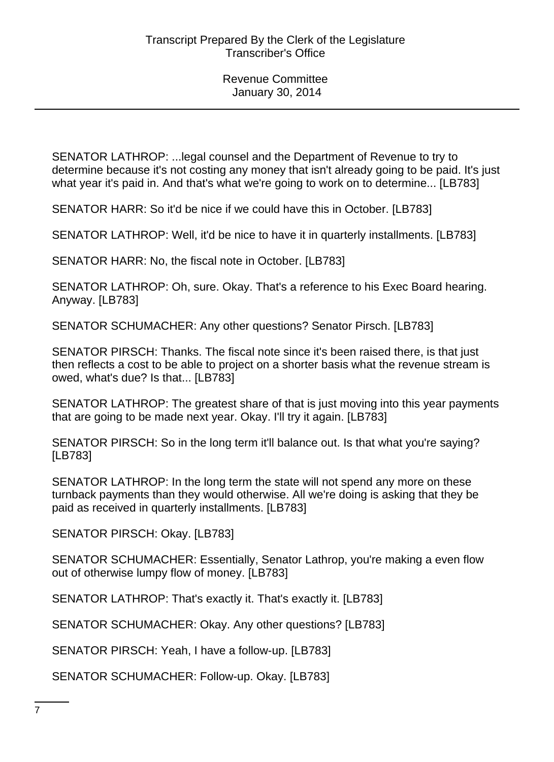SENATOR LATHROP: ...legal counsel and the Department of Revenue to try to determine because it's not costing any money that isn't already going to be paid. It's just what year it's paid in. And that's what we're going to work on to determine... [LB783]

SENATOR HARR: So it'd be nice if we could have this in October. [LB783]

SENATOR LATHROP: Well, it'd be nice to have it in quarterly installments. [LB783]

SENATOR HARR: No, the fiscal note in October. [LB783]

SENATOR LATHROP: Oh, sure. Okay. That's a reference to his Exec Board hearing. Anyway. [LB783]

SENATOR SCHUMACHER: Any other questions? Senator Pirsch. [LB783]

SENATOR PIRSCH: Thanks. The fiscal note since it's been raised there, is that just then reflects a cost to be able to project on a shorter basis what the revenue stream is owed, what's due? Is that... [LB783]

SENATOR LATHROP: The greatest share of that is just moving into this year payments that are going to be made next year. Okay. I'll try it again. [LB783]

SENATOR PIRSCH: So in the long term it'll balance out. Is that what you're saying? [LB783]

SENATOR LATHROP: In the long term the state will not spend any more on these turnback payments than they would otherwise. All we're doing is asking that they be paid as received in quarterly installments. [LB783]

SENATOR PIRSCH: Okay. [LB783]

SENATOR SCHUMACHER: Essentially, Senator Lathrop, you're making a even flow out of otherwise lumpy flow of money. [LB783]

SENATOR LATHROP: That's exactly it. That's exactly it. [LB783]

SENATOR SCHUMACHER: Okay. Any other questions? [LB783]

SENATOR PIRSCH: Yeah, I have a follow-up. [LB783]

SENATOR SCHUMACHER: Follow-up. Okay. [LB783]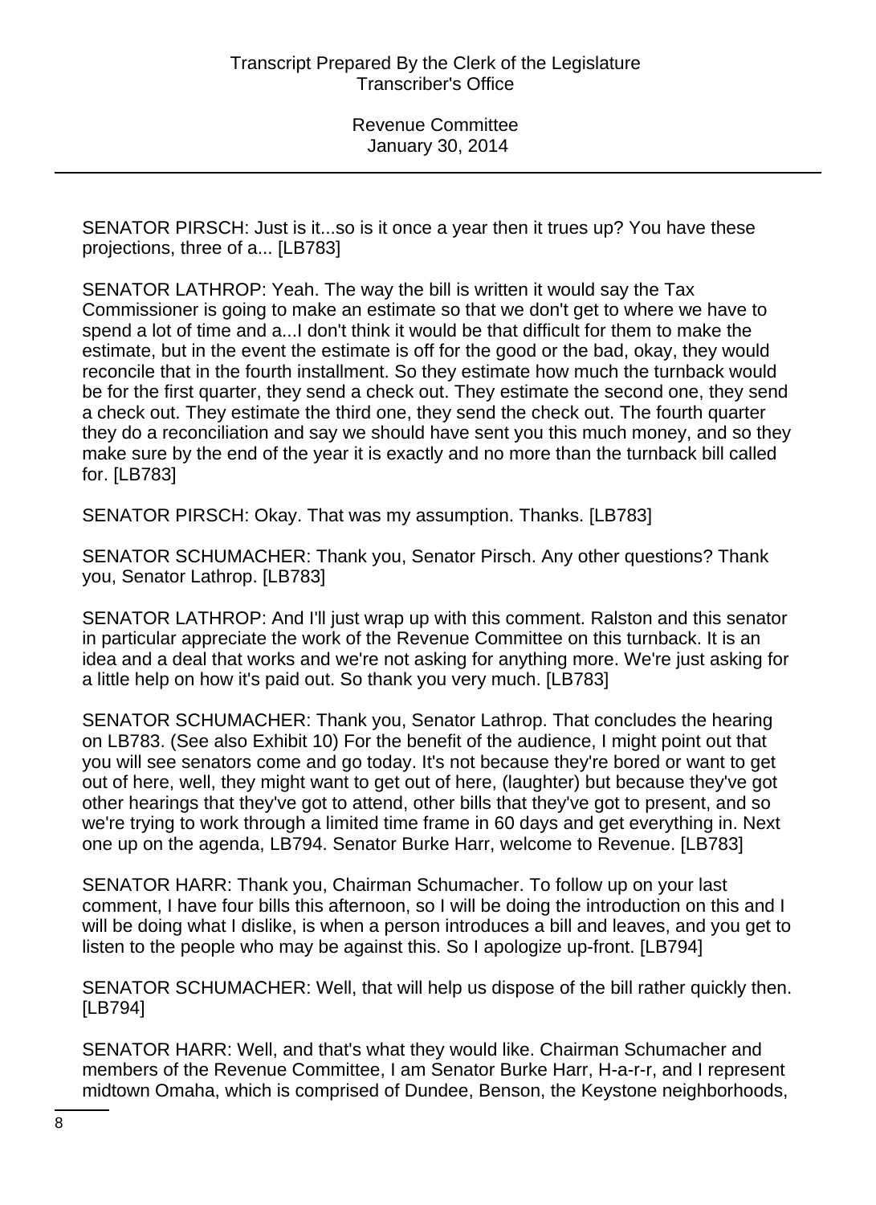SENATOR PIRSCH: Just is it...so is it once a year then it trues up? You have these projections, three of a... [LB783]

SENATOR LATHROP: Yeah. The way the bill is written it would say the Tax Commissioner is going to make an estimate so that we don't get to where we have to spend a lot of time and a...I don't think it would be that difficult for them to make the estimate, but in the event the estimate is off for the good or the bad, okay, they would reconcile that in the fourth installment. So they estimate how much the turnback would be for the first quarter, they send a check out. They estimate the second one, they send a check out. They estimate the third one, they send the check out. The fourth quarter they do a reconciliation and say we should have sent you this much money, and so they make sure by the end of the year it is exactly and no more than the turnback bill called for. [LB783]

SENATOR PIRSCH: Okay. That was my assumption. Thanks. [LB783]

SENATOR SCHUMACHER: Thank you, Senator Pirsch. Any other questions? Thank you, Senator Lathrop. [LB783]

SENATOR LATHROP: And I'll just wrap up with this comment. Ralston and this senator in particular appreciate the work of the Revenue Committee on this turnback. It is an idea and a deal that works and we're not asking for anything more. We're just asking for a little help on how it's paid out. So thank you very much. [LB783]

SENATOR SCHUMACHER: Thank you, Senator Lathrop. That concludes the hearing on LB783. (See also Exhibit 10) For the benefit of the audience, I might point out that you will see senators come and go today. It's not because they're bored or want to get out of here, well, they might want to get out of here, (laughter) but because they've got other hearings that they've got to attend, other bills that they've got to present, and so we're trying to work through a limited time frame in 60 days and get everything in. Next one up on the agenda, LB794. Senator Burke Harr, welcome to Revenue. [LB783]

SENATOR HARR: Thank you, Chairman Schumacher. To follow up on your last comment, I have four bills this afternoon, so I will be doing the introduction on this and I will be doing what I dislike, is when a person introduces a bill and leaves, and you get to listen to the people who may be against this. So I apologize up-front. [LB794]

SENATOR SCHUMACHER: Well, that will help us dispose of the bill rather quickly then. [LB794]

SENATOR HARR: Well, and that's what they would like. Chairman Schumacher and members of the Revenue Committee, I am Senator Burke Harr, H-a-r-r, and I represent midtown Omaha, which is comprised of Dundee, Benson, the Keystone neighborhoods,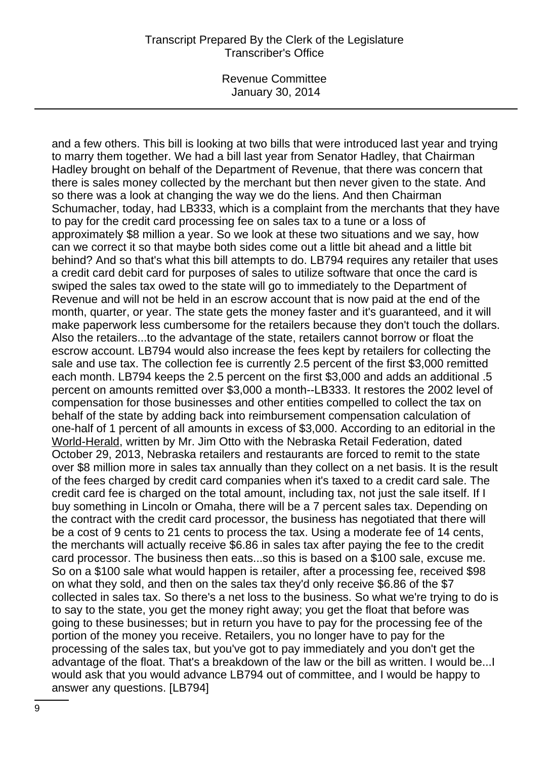and a few others. This bill is looking at two bills that were introduced last year and trying to marry them together. We had a bill last year from Senator Hadley, that Chairman Hadley brought on behalf of the Department of Revenue, that there was concern that there is sales money collected by the merchant but then never given to the state. And so there was a look at changing the way we do the liens. And then Chairman Schumacher, today, had LB333, which is a complaint from the merchants that they have to pay for the credit card processing fee on sales tax to a tune or a loss of approximately $8 million a year. So we look at these two situations and we say, how can we correct it so that maybe both sides come out a little bit ahead and a little bit behind? And so that's what this bill attempts to do. LB794 requires any retailer that uses a credit card debit card for purposes of sales to utilize software that once the card is swiped the sales tax owed to the state will go to immediately to the Department of Revenue and will not be held in an escrow account that is now paid at the end of the month, quarter, or year. The state gets the money faster and it's guaranteed, and it will make paperwork less cumbersome for the retailers because they don't touch the dollars. Also the retailers...to the advantage of the state, retailers cannot borrow or float the escrow account. LB794 would also increase the fees kept by retailers for collecting the sale and use tax. The collection fee is currently 2.5 percent of the first $3,000 remitted each month. LB794 keeps the 2.5 percent on the first $3,000 and adds an additional .5 percent on amounts remitted over $3,000 a month--LB333. It restores the 2002 level of compensation for those businesses and other entities compelled to collect the tax on behalf of the state by adding back into reimbursement compensation calculation of one-half of 1 percent of all amounts in excess of $3,000. According to an editorial in the World-Herald, written by Mr. Jim Otto with the Nebraska Retail Federation, dated October 29, 2013, Nebraska retailers and restaurants are forced to remit to the state over $8 million more in sales tax annually than they collect on a net basis. It is the result of the fees charged by credit card companies when it's taxed to a credit card sale. The credit card fee is charged on the total amount, including tax, not just the sale itself. If I buy something in Lincoln or Omaha, there will be a 7 percent sales tax. Depending on the contract with the credit card processor, the business has negotiated that there will be a cost of 9 cents to 21 cents to process the tax. Using a moderate fee of 14 cents, the merchants will actually receive $6.86 in sales tax after paying the fee to the credit card processor. The business then eats...so this is based on a $100 sale, excuse me. So on a $100 sale what would happen is retailer, after a processing fee, received $98 on what they sold, and then on the sales tax they'd only receive $6.86 of the $7 collected in sales tax. So there's a net loss to the business. So what we're trying to do is to say to the state, you get the money right away; you get the float that before was going to these businesses; but in return you have to pay for the processing fee of the portion of the money you receive. Retailers, you no longer have to pay for the processing of the sales tax, but you've got to pay immediately and you don't get the advantage of the float. That's a breakdown of the law or the bill as written. I would be...I would ask that you would advance LB794 out of committee, and I would be happy to answer any questions. [LB794]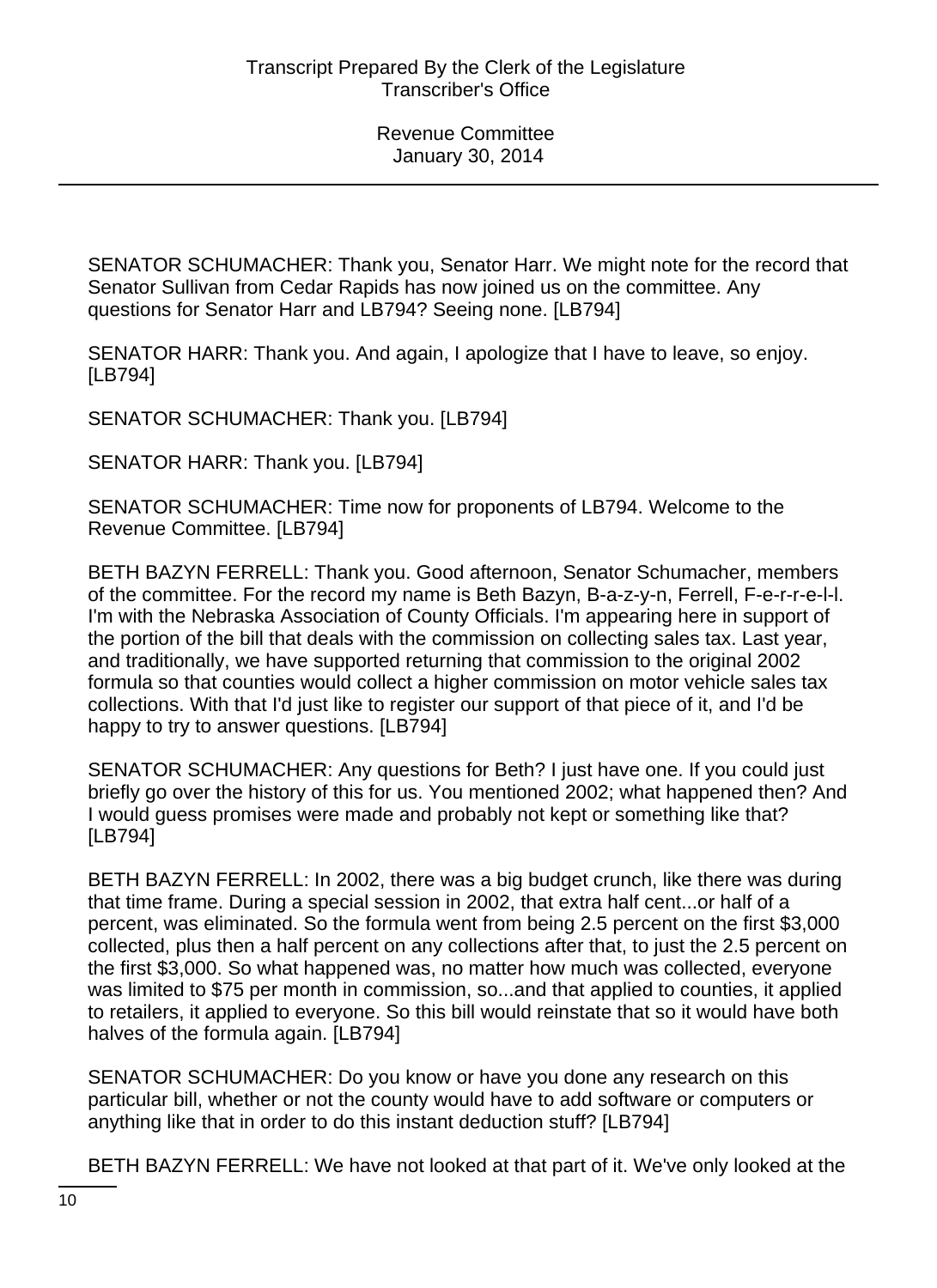SENATOR SCHUMACHER: Thank you, Senator Harr. We might note for the record that Senator Sullivan from Cedar Rapids has now joined us on the committee. Any questions for Senator Harr and LB794? Seeing none. [LB794]

SENATOR HARR: Thank you. And again, I apologize that I have to leave, so enjoy. [LB794]

SENATOR SCHUMACHER: Thank you. [LB794]

SENATOR HARR: Thank you. [LB794]

SENATOR SCHUMACHER: Time now for proponents of LB794. Welcome to the Revenue Committee. [LB794]

BETH BAZYN FERRELL: Thank you. Good afternoon, Senator Schumacher, members of the committee. For the record my name is Beth Bazyn, B-a-z-y-n, Ferrell, F-e-r-r-e-l-l. I'm with the Nebraska Association of County Officials. I'm appearing here in support of the portion of the bill that deals with the commission on collecting sales tax. Last year, and traditionally, we have supported returning that commission to the original 2002 formula so that counties would collect a higher commission on motor vehicle sales tax collections. With that I'd just like to register our support of that piece of it, and I'd be happy to try to answer questions. [LB794]

SENATOR SCHUMACHER: Any questions for Beth? I just have one. If you could just briefly go over the history of this for us. You mentioned 2002; what happened then? And I would guess promises were made and probably not kept or something like that? [LB794]

BETH BAZYN FERRELL: In 2002, there was a big budget crunch, like there was during that time frame. During a special session in 2002, that extra half cent...or half of a percent, was eliminated. So the formula went from being 2.5 percent on the first $3,000 collected, plus then a half percent on any collections after that, to just the 2.5 percent on the first $3,000. So what happened was, no matter how much was collected, everyone was limited to $75 per month in commission, so...and that applied to counties, it applied to retailers, it applied to everyone. So this bill would reinstate that so it would have both halves of the formula again. [LB794]

SENATOR SCHUMACHER: Do you know or have you done any research on this particular bill, whether or not the county would have to add software or computers or anything like that in order to do this instant deduction stuff? [LB794]

BETH BAZYN FERRELL: We have not looked at that part of it. We've only looked at the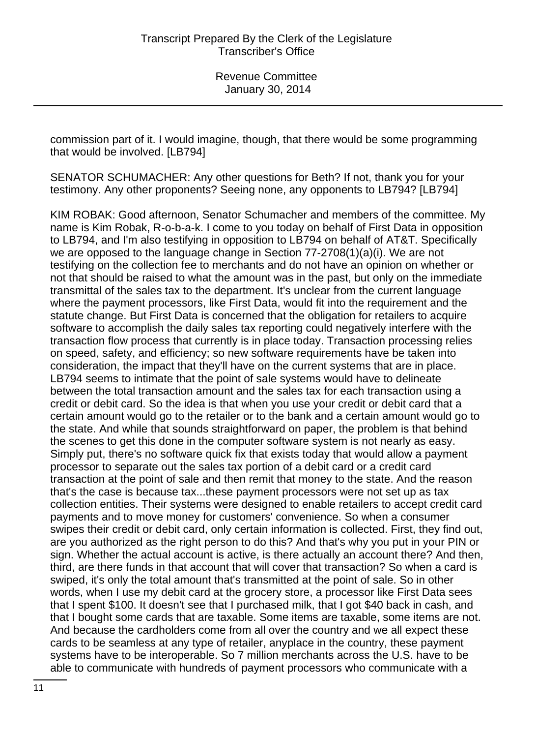commission part of it. I would imagine, though, that there would be some programming that would be involved. [LB794]

SENATOR SCHUMACHER: Any other questions for Beth? If not, thank you for your testimony. Any other proponents? Seeing none, any opponents to LB794? [LB794]

KIM ROBAK: Good afternoon, Senator Schumacher and members of the committee. My name is Kim Robak, R-o-b-a-k. I come to you today on behalf of First Data in opposition to LB794, and I'm also testifying in opposition to LB794 on behalf of AT&T. Specifically we are opposed to the language change in Section 77-2708(1)(a)(i). We are not testifying on the collection fee to merchants and do not have an opinion on whether or not that should be raised to what the amount was in the past, but only on the immediate transmittal of the sales tax to the department. It's unclear from the current language where the payment processors, like First Data, would fit into the requirement and the statute change. But First Data is concerned that the obligation for retailers to acquire software to accomplish the daily sales tax reporting could negatively interfere with the transaction flow process that currently is in place today. Transaction processing relies on speed, safety, and efficiency; so new software requirements have be taken into consideration, the impact that they'll have on the current systems that are in place. LB794 seems to intimate that the point of sale systems would have to delineate between the total transaction amount and the sales tax for each transaction using a credit or debit card. So the idea is that when you use your credit or debit card that a certain amount would go to the retailer or to the bank and a certain amount would go to the state. And while that sounds straightforward on paper, the problem is that behind the scenes to get this done in the computer software system is not nearly as easy. Simply put, there's no software quick fix that exists today that would allow a payment processor to separate out the sales tax portion of a debit card or a credit card transaction at the point of sale and then remit that money to the state. And the reason that's the case is because tax...these payment processors were not set up as tax collection entities. Their systems were designed to enable retailers to accept credit card payments and to move money for customers' convenience. So when a consumer swipes their credit or debit card, only certain information is collected. First, they find out, are you authorized as the right person to do this? And that's why you put in your PIN or sign. Whether the actual account is active, is there actually an account there? And then, third, are there funds in that account that will cover that transaction? So when a card is swiped, it's only the total amount that's transmitted at the point of sale. So in other words, when I use my debit card at the grocery store, a processor like First Data sees that I spent $100. It doesn't see that I purchased milk, that I got $40 back in cash, and that I bought some cards that are taxable. Some items are taxable, some items are not. And because the cardholders come from all over the country and we all expect these cards to be seamless at any type of retailer, anyplace in the country, these payment systems have to be interoperable. So 7 million merchants across the U.S. have to be able to communicate with hundreds of payment processors who communicate with a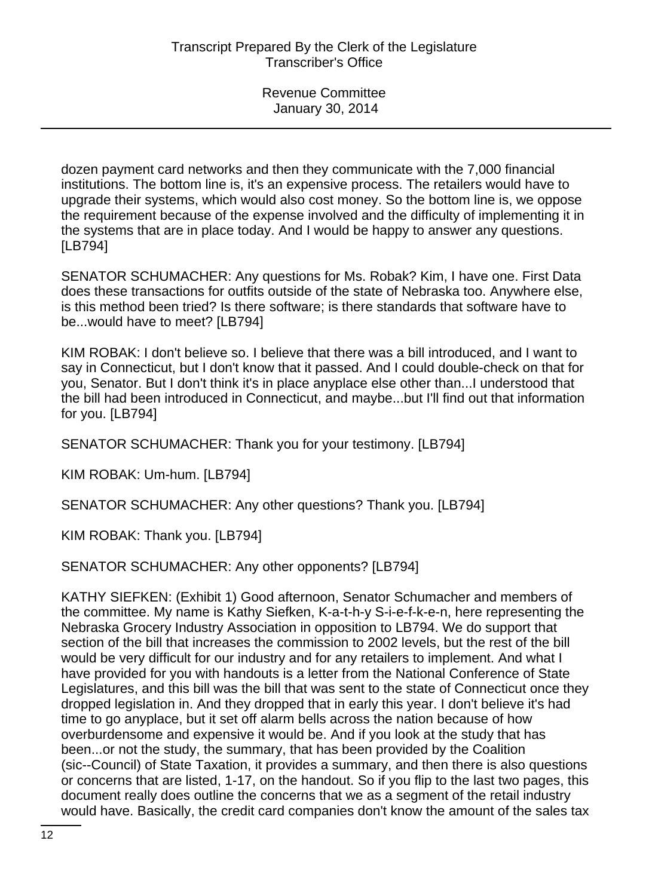dozen payment card networks and then they communicate with the 7,000 financial institutions. The bottom line is, it's an expensive process. The retailers would have to upgrade their systems, which would also cost money. So the bottom line is, we oppose the requirement because of the expense involved and the difficulty of implementing it in the systems that are in place today. And I would be happy to answer any questions. [LB794]

SENATOR SCHUMACHER: Any questions for Ms. Robak? Kim, I have one. First Data does these transactions for outfits outside of the state of Nebraska too. Anywhere else, is this method been tried? Is there software; is there standards that software have to be...would have to meet? [LB794]

KIM ROBAK: I don't believe so. I believe that there was a bill introduced, and I want to say in Connecticut, but I don't know that it passed. And I could double-check on that for you, Senator. But I don't think it's in place anyplace else other than...I understood that the bill had been introduced in Connecticut, and maybe...but I'll find out that information for you. [LB794]

SENATOR SCHUMACHER: Thank you for your testimony. [LB794]

KIM ROBAK: Um-hum. [LB794]

SENATOR SCHUMACHER: Any other questions? Thank you. [LB794]

KIM ROBAK: Thank you. [LB794]

SENATOR SCHUMACHER: Any other opponents? [LB794]

KATHY SIEFKEN: (Exhibit 1) Good afternoon, Senator Schumacher and members of the committee. My name is Kathy Siefken, K-a-t-h-y S-i-e-f-k-e-n, here representing the Nebraska Grocery Industry Association in opposition to LB794. We do support that section of the bill that increases the commission to 2002 levels, but the rest of the bill would be very difficult for our industry and for any retailers to implement. And what I have provided for you with handouts is a letter from the National Conference of State Legislatures, and this bill was the bill that was sent to the state of Connecticut once they dropped legislation in. And they dropped that in early this year. I don't believe it's had time to go anyplace, but it set off alarm bells across the nation because of how overburdensome and expensive it would be. And if you look at the study that has been...or not the study, the summary, that has been provided by the Coalition (sic--Council) of State Taxation, it provides a summary, and then there is also questions or concerns that are listed, 1-17, on the handout. So if you flip to the last two pages, this document really does outline the concerns that we as a segment of the retail industry would have. Basically, the credit card companies don't know the amount of the sales tax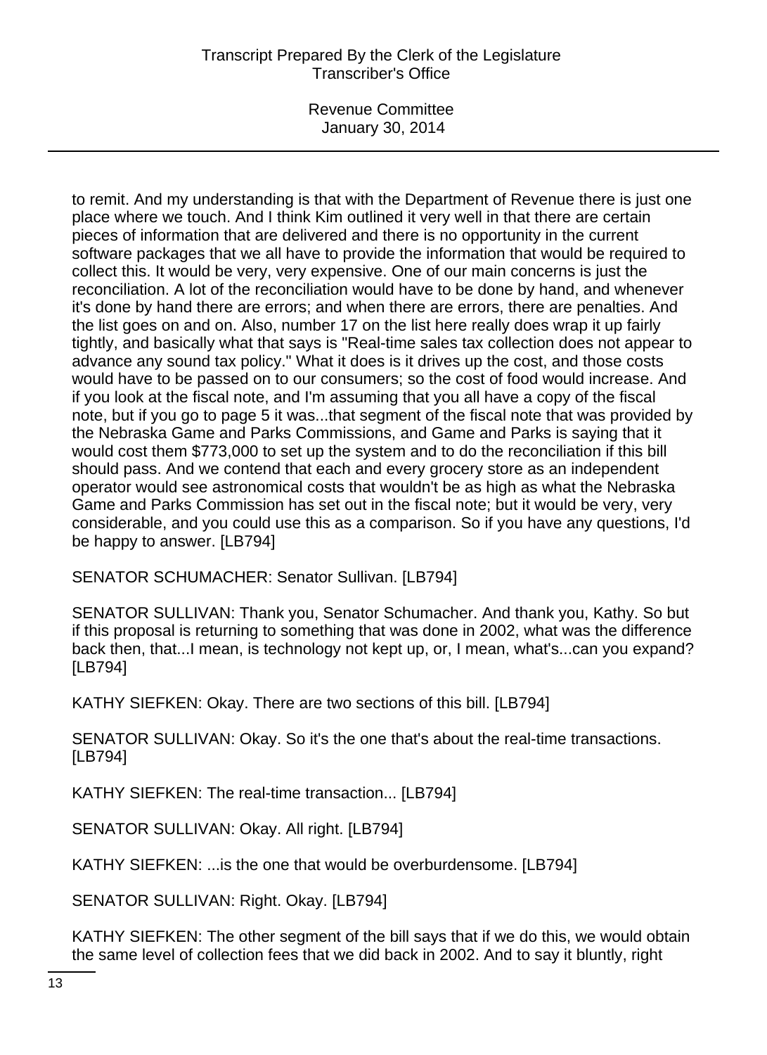to remit. And my understanding is that with the Department of Revenue there is just one place where we touch. And I think Kim outlined it very well in that there are certain pieces of information that are delivered and there is no opportunity in the current software packages that we all have to provide the information that would be required to collect this. It would be very, very expensive. One of our main concerns is just the reconciliation. A lot of the reconciliation would have to be done by hand, and whenever it's done by hand there are errors; and when there are errors, there are penalties. And the list goes on and on. Also, number 17 on the list here really does wrap it up fairly tightly, and basically what that says is "Real-time sales tax collection does not appear to advance any sound tax policy." What it does is it drives up the cost, and those costs would have to be passed on to our consumers; so the cost of food would increase. And if you look at the fiscal note, and I'm assuming that you all have a copy of the fiscal note, but if you go to page 5 it was...that segment of the fiscal note that was provided by the Nebraska Game and Parks Commissions, and Game and Parks is saying that it would cost them $773,000 to set up the system and to do the reconciliation if this bill should pass. And we contend that each and every grocery store as an independent operator would see astronomical costs that wouldn't be as high as what the Nebraska Game and Parks Commission has set out in the fiscal note; but it would be very, very considerable, and you could use this as a comparison. So if you have any questions, I'd be happy to answer. [LB794]

SENATOR SCHUMACHER: Senator Sullivan. [LB794]

SENATOR SULLIVAN: Thank you, Senator Schumacher. And thank you, Kathy. So but if this proposal is returning to something that was done in 2002, what was the difference back then, that...I mean, is technology not kept up, or, I mean, what's...can you expand? [LB794]

KATHY SIEFKEN: Okay. There are two sections of this bill. [LB794]

SENATOR SULLIVAN: Okay. So it's the one that's about the real-time transactions. [LB794]

KATHY SIEFKEN: The real-time transaction... [LB794]

SENATOR SULLIVAN: Okay. All right. [LB794]

KATHY SIEFKEN: ...is the one that would be overburdensome. [LB794]

SENATOR SULLIVAN: Right. Okay. [LB794]

KATHY SIEFKEN: The other segment of the bill says that if we do this, we would obtain the same level of collection fees that we did back in 2002. And to say it bluntly, right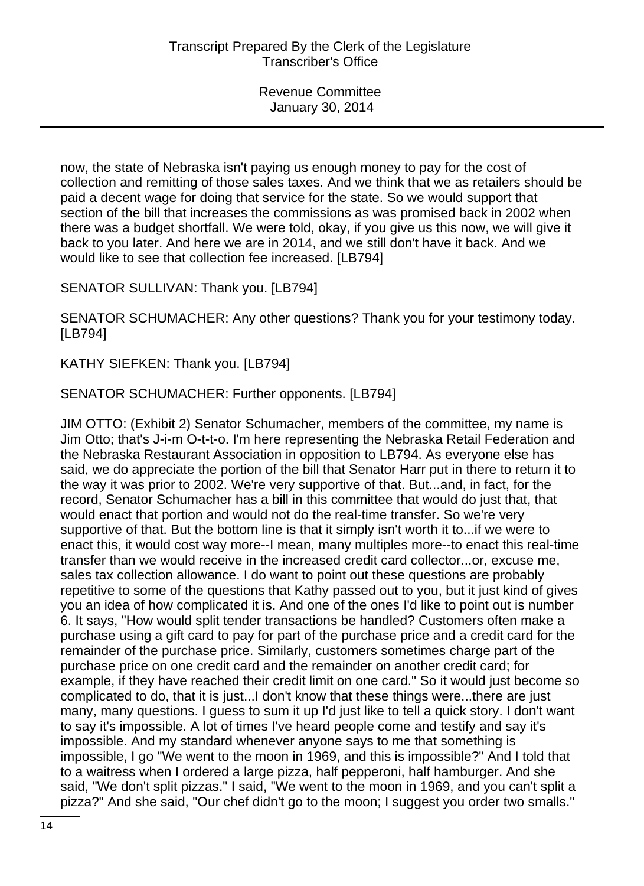now, the state of Nebraska isn't paying us enough money to pay for the cost of collection and remitting of those sales taxes. And we think that we as retailers should be paid a decent wage for doing that service for the state. So we would support that section of the bill that increases the commissions as was promised back in 2002 when there was a budget shortfall. We were told, okay, if you give us this now, we will give it back to you later. And here we are in 2014, and we still don't have it back. And we would like to see that collection fee increased. [LB794]

SENATOR SULLIVAN: Thank you. [LB794]

SENATOR SCHUMACHER: Any other questions? Thank you for your testimony today. [LB794]

KATHY SIEFKEN: Thank you. [LB794]

SENATOR SCHUMACHER: Further opponents. [LB794]

JIM OTTO: (Exhibit 2) Senator Schumacher, members of the committee, my name is Jim Otto; that's J-i-m O-t-t-o. I'm here representing the Nebraska Retail Federation and the Nebraska Restaurant Association in opposition to LB794. As everyone else has said, we do appreciate the portion of the bill that Senator Harr put in there to return it to the way it was prior to 2002. We're very supportive of that. But...and, in fact, for the record, Senator Schumacher has a bill in this committee that would do just that, that would enact that portion and would not do the real-time transfer. So we're very supportive of that. But the bottom line is that it simply isn't worth it to...if we were to enact this, it would cost way more--I mean, many multiples more--to enact this real-time transfer than we would receive in the increased credit card collector...or, excuse me, sales tax collection allowance. I do want to point out these questions are probably repetitive to some of the questions that Kathy passed out to you, but it just kind of gives you an idea of how complicated it is. And one of the ones I'd like to point out is number 6. It says, "How would split tender transactions be handled? Customers often make a purchase using a gift card to pay for part of the purchase price and a credit card for the remainder of the purchase price. Similarly, customers sometimes charge part of the purchase price on one credit card and the remainder on another credit card; for example, if they have reached their credit limit on one card." So it would just become so complicated to do, that it is just...I don't know that these things were...there are just many, many questions. I guess to sum it up I'd just like to tell a quick story. I don't want to say it's impossible. A lot of times I've heard people come and testify and say it's impossible. And my standard whenever anyone says to me that something is impossible, I go "We went to the moon in 1969, and this is impossible?" And I told that to a waitress when I ordered a large pizza, half pepperoni, half hamburger. And she said, "We don't split pizzas." I said, "We went to the moon in 1969, and you can't split a pizza?" And she said, "Our chef didn't go to the moon; I suggest you order two smalls."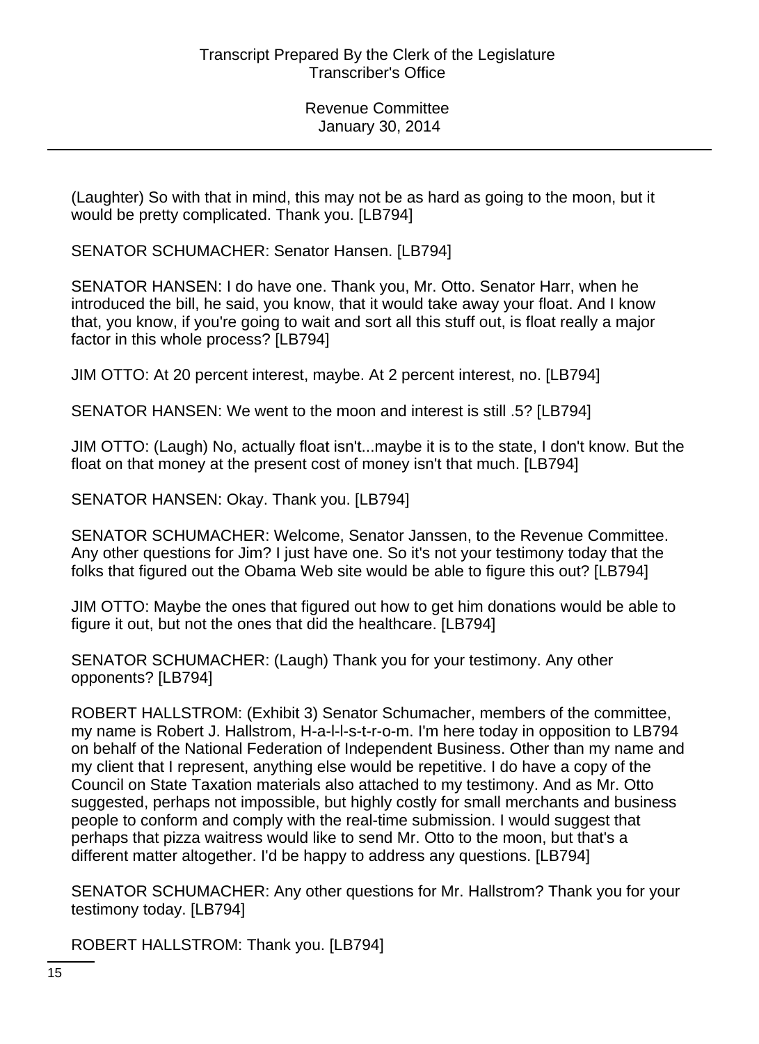(Laughter) So with that in mind, this may not be as hard as going to the moon, but it would be pretty complicated. Thank you. [LB794]

SENATOR SCHUMACHER: Senator Hansen. [LB794]

SENATOR HANSEN: I do have one. Thank you, Mr. Otto. Senator Harr, when he introduced the bill, he said, you know, that it would take away your float. And I know that, you know, if you're going to wait and sort all this stuff out, is float really a major factor in this whole process? [LB794]

JIM OTTO: At 20 percent interest, maybe. At 2 percent interest, no. [LB794]

SENATOR HANSEN: We went to the moon and interest is still .5? [LB794]

JIM OTTO: (Laugh) No, actually float isn't...maybe it is to the state, I don't know. But the float on that money at the present cost of money isn't that much. [LB794]

SENATOR HANSEN: Okay. Thank you. [LB794]

SENATOR SCHUMACHER: Welcome, Senator Janssen, to the Revenue Committee. Any other questions for Jim? I just have one. So it's not your testimony today that the folks that figured out the Obama Web site would be able to figure this out? [LB794]

JIM OTTO: Maybe the ones that figured out how to get him donations would be able to figure it out, but not the ones that did the healthcare. [LB794]

SENATOR SCHUMACHER: (Laugh) Thank you for your testimony. Any other opponents? [LB794]

ROBERT HALLSTROM: (Exhibit 3) Senator Schumacher, members of the committee, my name is Robert J. Hallstrom, H-a-l-l-s-t-r-o-m. I'm here today in opposition to LB794 on behalf of the National Federation of Independent Business. Other than my name and my client that I represent, anything else would be repetitive. I do have a copy of the Council on State Taxation materials also attached to my testimony. And as Mr. Otto suggested, perhaps not impossible, but highly costly for small merchants and business people to conform and comply with the real-time submission. I would suggest that perhaps that pizza waitress would like to send Mr. Otto to the moon, but that's a different matter altogether. I'd be happy to address any questions. [LB794]

SENATOR SCHUMACHER: Any other questions for Mr. Hallstrom? Thank you for your testimony today. [LB794]

ROBERT HALLSTROM: Thank you. [LB794]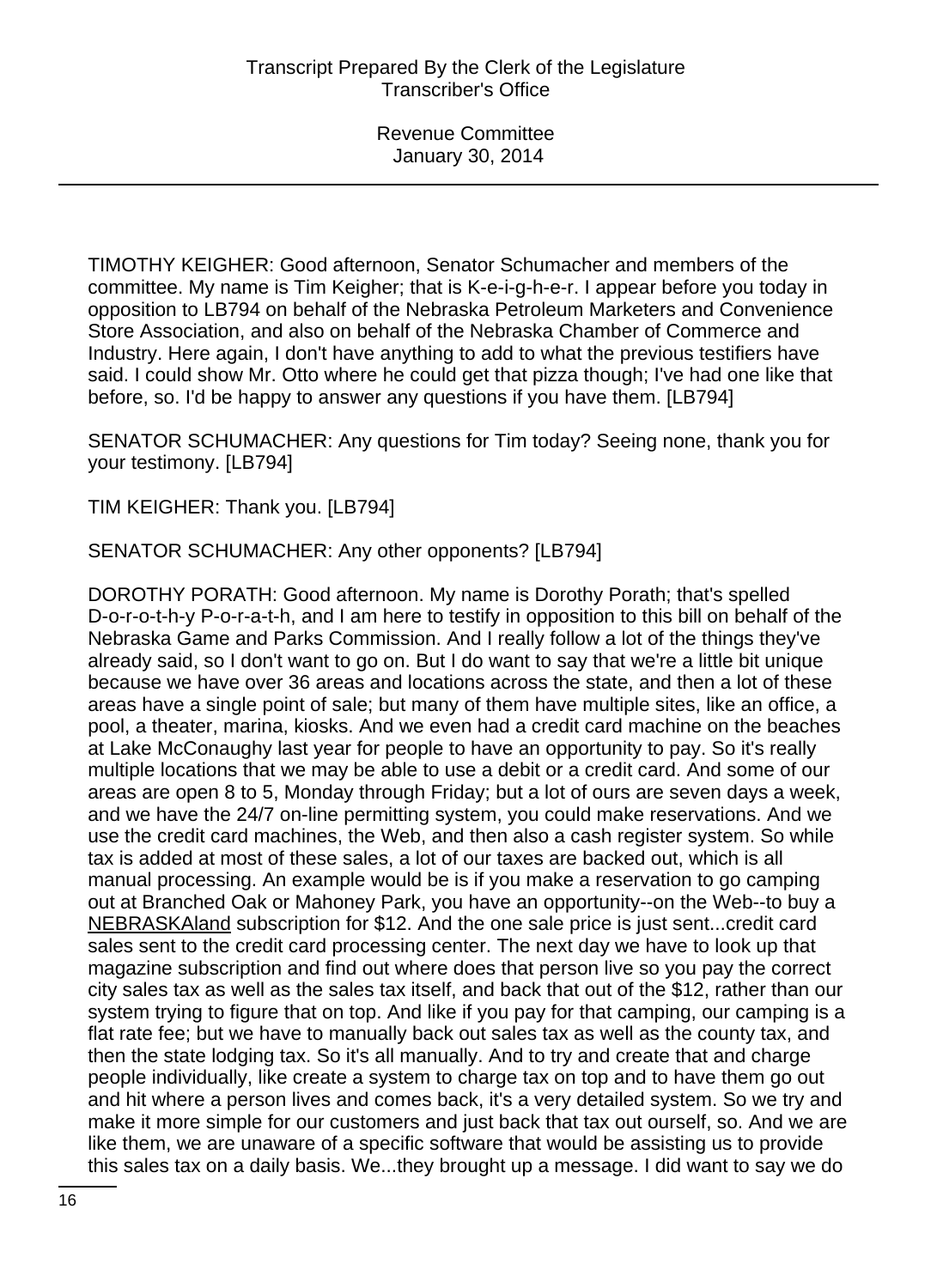TIMOTHY KEIGHER: Good afternoon, Senator Schumacher and members of the committee. My name is Tim Keigher; that is K-e-i-g-h-e-r. I appear before you today in opposition to LB794 on behalf of the Nebraska Petroleum Marketers and Convenience Store Association, and also on behalf of the Nebraska Chamber of Commerce and Industry. Here again, I don't have anything to add to what the previous testifiers have said. I could show Mr. Otto where he could get that pizza though; I've had one like that before, so. I'd be happy to answer any questions if you have them. [LB794]

SENATOR SCHUMACHER: Any questions for Tim today? Seeing none, thank you for your testimony. [LB794]

TIM KEIGHER: Thank you. [LB794]

SENATOR SCHUMACHER: Any other opponents? [LB794]

DOROTHY PORATH: Good afternoon. My name is Dorothy Porath; that's spelled D-o-r-o-t-h-y P-o-r-a-t-h, and I am here to testify in opposition to this bill on behalf of the Nebraska Game and Parks Commission. And I really follow a lot of the things they've already said, so I don't want to go on. But I do want to say that we're a little bit unique because we have over 36 areas and locations across the state, and then a lot of these areas have a single point of sale; but many of them have multiple sites, like an office, a pool, a theater, marina, kiosks. And we even had a credit card machine on the beaches at Lake McConaughy last year for people to have an opportunity to pay. So it's really multiple locations that we may be able to use a debit or a credit card. And some of our areas are open 8 to 5, Monday through Friday; but a lot of ours are seven days a week, and we have the 24/7 on-line permitting system, you could make reservations. And we use the credit card machines, the Web, and then also a cash register system. So while tax is added at most of these sales, a lot of our taxes are backed out, which is all manual processing. An example would be is if you make a reservation to go camping out at Branched Oak or Mahoney Park, you have an opportunity--on the Web--to buy a NEBRASKAland subscription for $12. And the one sale price is just sent...credit card sales sent to the credit card processing center. The next day we have to look up that magazine subscription and find out where does that person live so you pay the correct city sales tax as well as the sales tax itself, and back that out of the $12, rather than our system trying to figure that on top. And like if you pay for that camping, our camping is a flat rate fee; but we have to manually back out sales tax as well as the county tax, and then the state lodging tax. So it's all manually. And to try and create that and charge people individually, like create a system to charge tax on top and to have them go out and hit where a person lives and comes back, it's a very detailed system. So we try and make it more simple for our customers and just back that tax out ourself, so. And we are like them, we are unaware of a specific software that would be assisting us to provide this sales tax on a daily basis. We...they brought up a message. I did want to say we do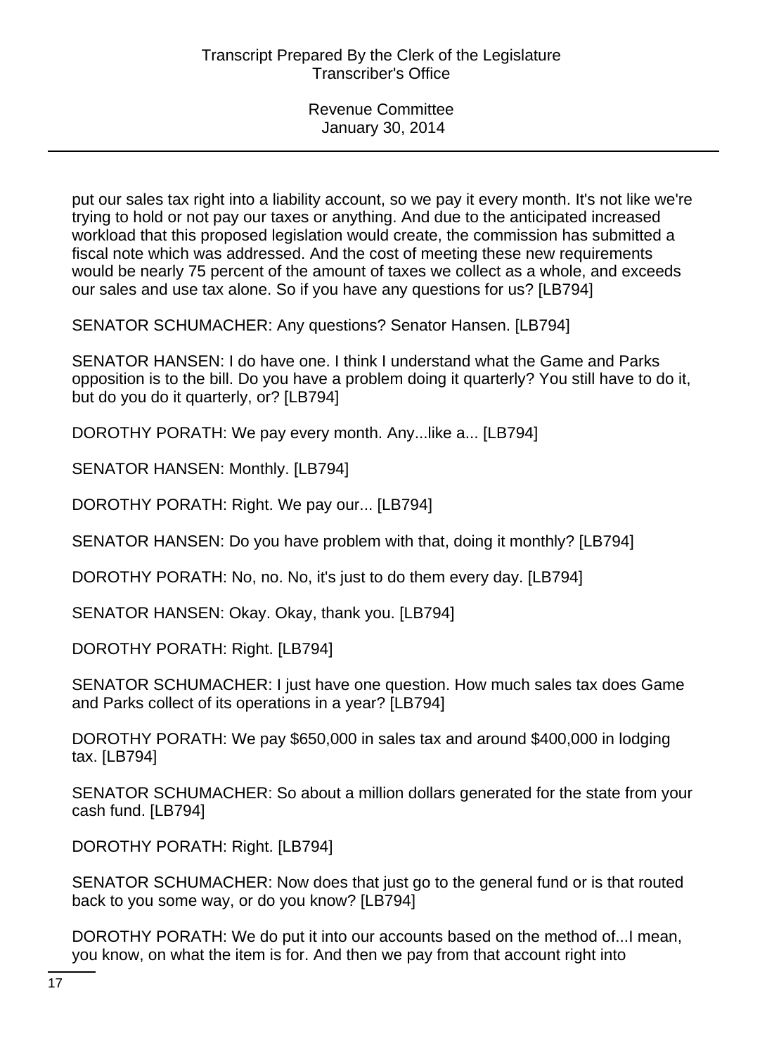put our sales tax right into a liability account, so we pay it every month. It's not like we're trying to hold or not pay our taxes or anything. And due to the anticipated increased workload that this proposed legislation would create, the commission has submitted a fiscal note which was addressed. And the cost of meeting these new requirements would be nearly 75 percent of the amount of taxes we collect as a whole, and exceeds our sales and use tax alone. So if you have any questions for us? [LB794]

SENATOR SCHUMACHER: Any questions? Senator Hansen. [LB794]

SENATOR HANSEN: I do have one. I think I understand what the Game and Parks opposition is to the bill. Do you have a problem doing it quarterly? You still have to do it, but do you do it quarterly, or? [LB794]

DOROTHY PORATH: We pay every month. Any...like a... [LB794]

SENATOR HANSEN: Monthly. [LB794]

DOROTHY PORATH: Right. We pay our... [LB794]

SENATOR HANSEN: Do you have problem with that, doing it monthly? [LB794]

DOROTHY PORATH: No, no. No, it's just to do them every day. [LB794]

SENATOR HANSEN: Okay. Okay, thank you. [LB794]

DOROTHY PORATH: Right. [LB794]

SENATOR SCHUMACHER: I just have one question. How much sales tax does Game and Parks collect of its operations in a year? [LB794]

DOROTHY PORATH: We pay $650,000 in sales tax and around $400,000 in lodging tax. [LB794]

SENATOR SCHUMACHER: So about a million dollars generated for the state from your cash fund. [LB794]

DOROTHY PORATH: Right. [LB794]

SENATOR SCHUMACHER: Now does that just go to the general fund or is that routed back to you some way, or do you know? [LB794]

DOROTHY PORATH: We do put it into our accounts based on the method of...I mean, you know, on what the item is for. And then we pay from that account right into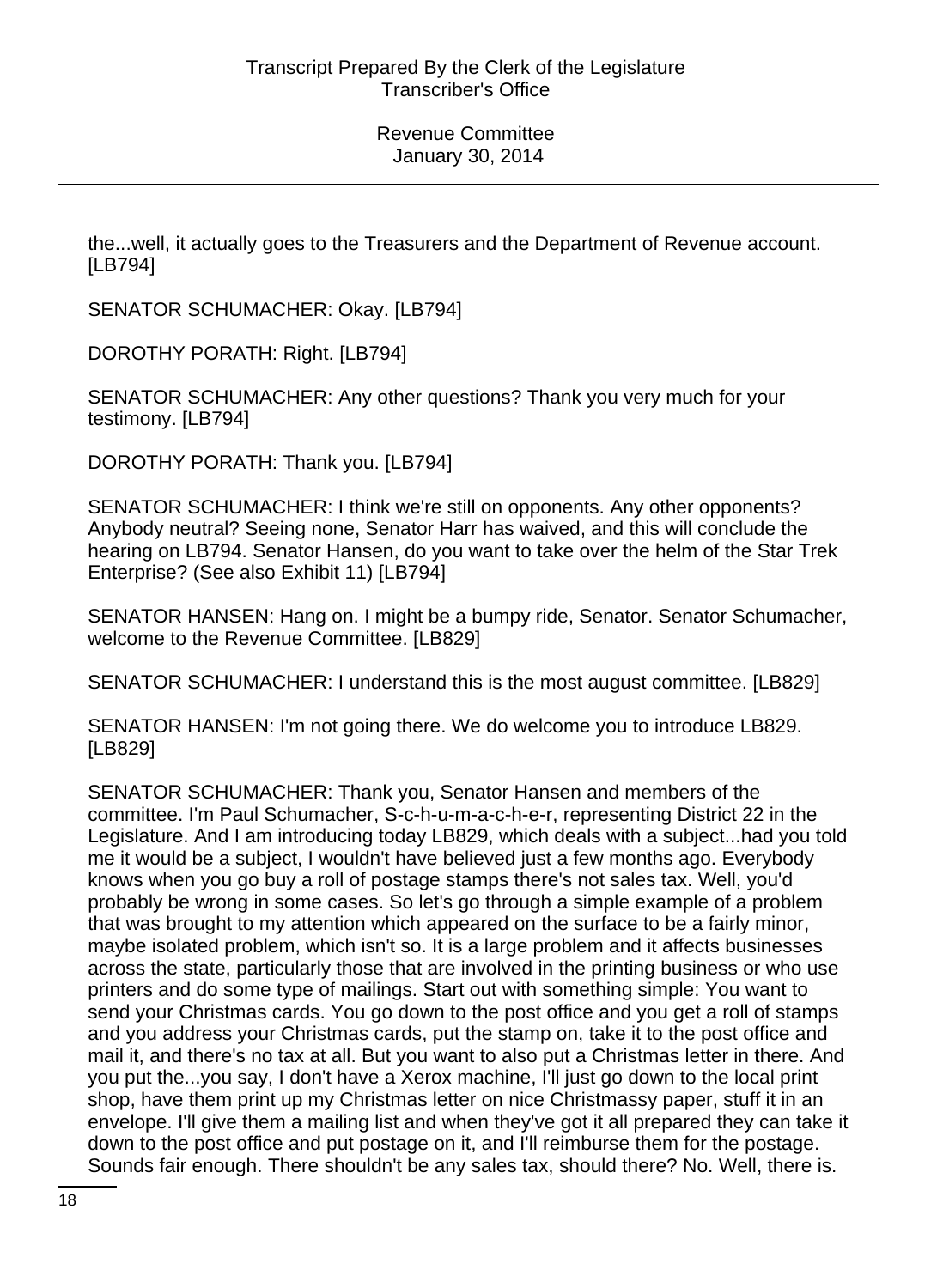the...well, it actually goes to the Treasurers and the Department of Revenue account. [LB794]

SENATOR SCHUMACHER: Okay. [LB794]

DOROTHY PORATH: Right. [LB794]

SENATOR SCHUMACHER: Any other questions? Thank you very much for your testimony. [LB794]

DOROTHY PORATH: Thank you. [LB794]

SENATOR SCHUMACHER: I think we're still on opponents. Any other opponents? Anybody neutral? Seeing none, Senator Harr has waived, and this will conclude the hearing on LB794. Senator Hansen, do you want to take over the helm of the Star Trek Enterprise? (See also Exhibit 11) [LB794]

SENATOR HANSEN: Hang on. I might be a bumpy ride, Senator. Senator Schumacher, welcome to the Revenue Committee. [LB829]

SENATOR SCHUMACHER: I understand this is the most august committee. [LB829]

SENATOR HANSEN: I'm not going there. We do welcome you to introduce LB829. [LB829]

SENATOR SCHUMACHER: Thank you, Senator Hansen and members of the committee. I'm Paul Schumacher, S-c-h-u-m-a-c-h-e-r, representing District 22 in the Legislature. And I am introducing today LB829, which deals with a subject...had you told me it would be a subject, I wouldn't have believed just a few months ago. Everybody knows when you go buy a roll of postage stamps there's not sales tax. Well, you'd probably be wrong in some cases. So let's go through a simple example of a problem that was brought to my attention which appeared on the surface to be a fairly minor, maybe isolated problem, which isn't so. It is a large problem and it affects businesses across the state, particularly those that are involved in the printing business or who use printers and do some type of mailings. Start out with something simple: You want to send your Christmas cards. You go down to the post office and you get a roll of stamps and you address your Christmas cards, put the stamp on, take it to the post office and mail it, and there's no tax at all. But you want to also put a Christmas letter in there. And you put the...you say, I don't have a Xerox machine, I'll just go down to the local print shop, have them print up my Christmas letter on nice Christmassy paper, stuff it in an envelope. I'll give them a mailing list and when they've got it all prepared they can take it down to the post office and put postage on it, and I'll reimburse them for the postage. Sounds fair enough. There shouldn't be any sales tax, should there? No. Well, there is.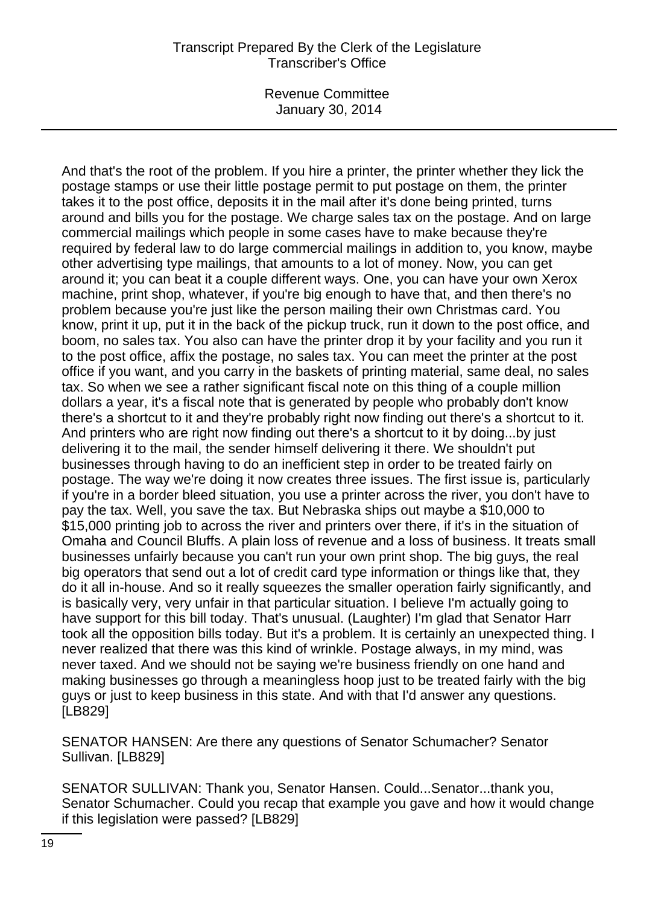And that's the root of the problem. If you hire a printer, the printer whether they lick the postage stamps or use their little postage permit to put postage on them, the printer takes it to the post office, deposits it in the mail after it's done being printed, turns around and bills you for the postage. We charge sales tax on the postage. And on large commercial mailings which people in some cases have to make because they're required by federal law to do large commercial mailings in addition to, you know, maybe other advertising type mailings, that amounts to a lot of money. Now, you can get around it; you can beat it a couple different ways. One, you can have your own Xerox machine, print shop, whatever, if you're big enough to have that, and then there's no problem because you're just like the person mailing their own Christmas card. You know, print it up, put it in the back of the pickup truck, run it down to the post office, and boom, no sales tax. You also can have the printer drop it by your facility and you run it to the post office, affix the postage, no sales tax. You can meet the printer at the post office if you want, and you carry in the baskets of printing material, same deal, no sales tax. So when we see a rather significant fiscal note on this thing of a couple million dollars a year, it's a fiscal note that is generated by people who probably don't know there's a shortcut to it and they're probably right now finding out there's a shortcut to it. And printers who are right now finding out there's a shortcut to it by doing...by just delivering it to the mail, the sender himself delivering it there. We shouldn't put businesses through having to do an inefficient step in order to be treated fairly on postage. The way we're doing it now creates three issues. The first issue is, particularly if you're in a border bleed situation, you use a printer across the river, you don't have to pay the tax. Well, you save the tax. But Nebraska ships out maybe a $10,000 to $15,000 printing job to across the river and printers over there, if it's in the situation of Omaha and Council Bluffs. A plain loss of revenue and a loss of business. It treats small businesses unfairly because you can't run your own print shop. The big guys, the real big operators that send out a lot of credit card type information or things like that, they do it all in-house. And so it really squeezes the smaller operation fairly significantly, and is basically very, very unfair in that particular situation. I believe I'm actually going to have support for this bill today. That's unusual. (Laughter) I'm glad that Senator Harr took all the opposition bills today. But it's a problem. It is certainly an unexpected thing. I never realized that there was this kind of wrinkle. Postage always, in my mind, was never taxed. And we should not be saying we're business friendly on one hand and making businesses go through a meaningless hoop just to be treated fairly with the big guys or just to keep business in this state. And with that I'd answer any questions. [LB829]

SENATOR HANSEN: Are there any questions of Senator Schumacher? Senator Sullivan. [LB829]

SENATOR SULLIVAN: Thank you, Senator Hansen. Could...Senator...thank you, Senator Schumacher. Could you recap that example you gave and how it would change if this legislation were passed? [LB829]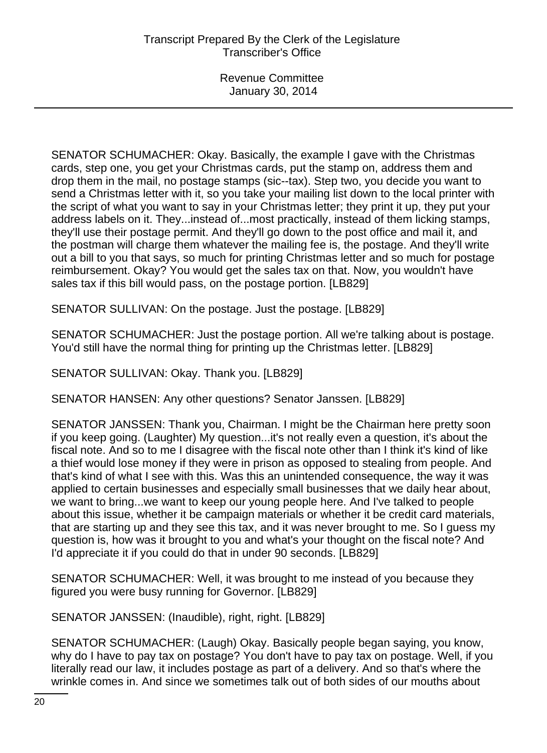SENATOR SCHUMACHER: Okay. Basically, the example I gave with the Christmas cards, step one, you get your Christmas cards, put the stamp on, address them and drop them in the mail, no postage stamps (sic--tax). Step two, you decide you want to send a Christmas letter with it, so you take your mailing list down to the local printer with the script of what you want to say in your Christmas letter; they print it up, they put your address labels on it. They...instead of...most practically, instead of them licking stamps, they'll use their postage permit. And they'll go down to the post office and mail it, and the postman will charge them whatever the mailing fee is, the postage. And they'll write out a bill to you that says, so much for printing Christmas letter and so much for postage reimbursement. Okay? You would get the sales tax on that. Now, you wouldn't have sales tax if this bill would pass, on the postage portion. [LB829]

SENATOR SULLIVAN: On the postage. Just the postage. [LB829]

SENATOR SCHUMACHER: Just the postage portion. All we're talking about is postage. You'd still have the normal thing for printing up the Christmas letter. [LB829]

SENATOR SULLIVAN: Okay. Thank you. [LB829]

SENATOR HANSEN: Any other questions? Senator Janssen. [LB829]

SENATOR JANSSEN: Thank you, Chairman. I might be the Chairman here pretty soon if you keep going. (Laughter) My question...it's not really even a question, it's about the fiscal note. And so to me I disagree with the fiscal note other than I think it's kind of like a thief would lose money if they were in prison as opposed to stealing from people. And that's kind of what I see with this. Was this an unintended consequence, the way it was applied to certain businesses and especially small businesses that we daily hear about, we want to bring...we want to keep our young people here. And I've talked to people about this issue, whether it be campaign materials or whether it be credit card materials, that are starting up and they see this tax, and it was never brought to me. So I guess my question is, how was it brought to you and what's your thought on the fiscal note? And I'd appreciate it if you could do that in under 90 seconds. [LB829]

SENATOR SCHUMACHER: Well, it was brought to me instead of you because they figured you were busy running for Governor. [LB829]

SENATOR JANSSEN: (Inaudible), right, right. [LB829]

SENATOR SCHUMACHER: (Laugh) Okay. Basically people began saying, you know, why do I have to pay tax on postage? You don't have to pay tax on postage. Well, if you literally read our law, it includes postage as part of a delivery. And so that's where the wrinkle comes in. And since we sometimes talk out of both sides of our mouths about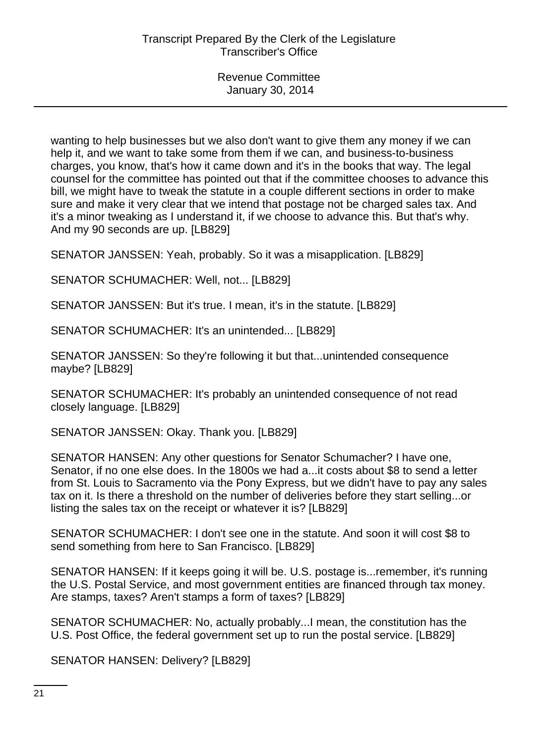wanting to help businesses but we also don't want to give them any money if we can help it, and we want to take some from them if we can, and business-to-business charges, you know, that's how it came down and it's in the books that way. The legal counsel for the committee has pointed out that if the committee chooses to advance this bill, we might have to tweak the statute in a couple different sections in order to make sure and make it very clear that we intend that postage not be charged sales tax. And it's a minor tweaking as I understand it, if we choose to advance this. But that's why. And my 90 seconds are up. [LB829]

SENATOR JANSSEN: Yeah, probably. So it was a misapplication. [LB829]

SENATOR SCHUMACHER: Well, not... [LB829]

SENATOR JANSSEN: But it's true. I mean, it's in the statute. [LB829]

SENATOR SCHUMACHER: It's an unintended... [LB829]

SENATOR JANSSEN: So they're following it but that...unintended consequence maybe? [LB829]

SENATOR SCHUMACHER: It's probably an unintended consequence of not read closely language. [LB829]

SENATOR JANSSEN: Okay. Thank you. [LB829]

SENATOR HANSEN: Any other questions for Senator Schumacher? I have one, Senator, if no one else does. In the 1800s we had a...it costs about $8 to send a letter from St. Louis to Sacramento via the Pony Express, but we didn't have to pay any sales tax on it. Is there a threshold on the number of deliveries before they start selling...or listing the sales tax on the receipt or whatever it is? [LB829]

SENATOR SCHUMACHER: I don't see one in the statute. And soon it will cost $8 to send something from here to San Francisco. [LB829]

SENATOR HANSEN: If it keeps going it will be. U.S. postage is...remember, it's running the U.S. Postal Service, and most government entities are financed through tax money. Are stamps, taxes? Aren't stamps a form of taxes? [LB829]

SENATOR SCHUMACHER: No, actually probably...I mean, the constitution has the U.S. Post Office, the federal government set up to run the postal service. [LB829]

SENATOR HANSEN: Delivery? [LB829]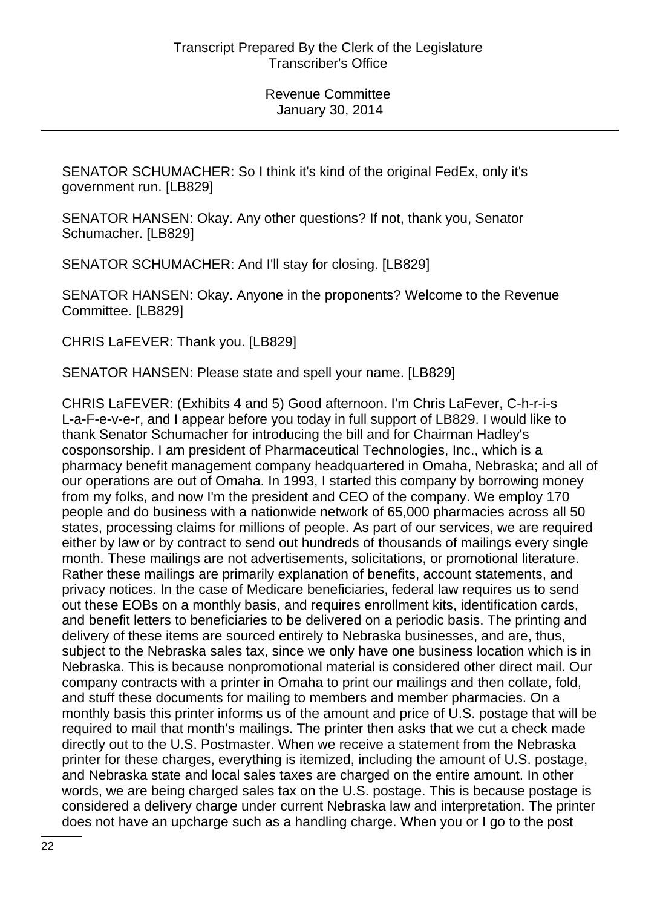SENATOR SCHUMACHER: So I think it's kind of the original FedEx, only it's government run. [LB829]

SENATOR HANSEN: Okay. Any other questions? If not, thank you, Senator Schumacher. [LB829]

SENATOR SCHUMACHER: And I'll stay for closing. [LB829]

SENATOR HANSEN: Okay. Anyone in the proponents? Welcome to the Revenue Committee. [LB829]

CHRIS LaFEVER: Thank you. [LB829]

SENATOR HANSEN: Please state and spell your name. [LB829]

CHRIS LaFEVER: (Exhibits 4 and 5) Good afternoon. I'm Chris LaFever, C-h-r-i-s L-a-F-e-v-e-r, and I appear before you today in full support of LB829. I would like to thank Senator Schumacher for introducing the bill and for Chairman Hadley's cosponsorship. I am president of Pharmaceutical Technologies, Inc., which is a pharmacy benefit management company headquartered in Omaha, Nebraska; and all of our operations are out of Omaha. In 1993, I started this company by borrowing money from my folks, and now I'm the president and CEO of the company. We employ 170 people and do business with a nationwide network of 65,000 pharmacies across all 50 states, processing claims for millions of people. As part of our services, we are required either by law or by contract to send out hundreds of thousands of mailings every single month. These mailings are not advertisements, solicitations, or promotional literature. Rather these mailings are primarily explanation of benefits, account statements, and privacy notices. In the case of Medicare beneficiaries, federal law requires us to send out these EOBs on a monthly basis, and requires enrollment kits, identification cards, and benefit letters to beneficiaries to be delivered on a periodic basis. The printing and delivery of these items are sourced entirely to Nebraska businesses, and are, thus, subject to the Nebraska sales tax, since we only have one business location which is in Nebraska. This is because nonpromotional material is considered other direct mail. Our company contracts with a printer in Omaha to print our mailings and then collate, fold, and stuff these documents for mailing to members and member pharmacies. On a monthly basis this printer informs us of the amount and price of U.S. postage that will be required to mail that month's mailings. The printer then asks that we cut a check made directly out to the U.S. Postmaster. When we receive a statement from the Nebraska printer for these charges, everything is itemized, including the amount of U.S. postage, and Nebraska state and local sales taxes are charged on the entire amount. In other words, we are being charged sales tax on the U.S. postage. This is because postage is considered a delivery charge under current Nebraska law and interpretation. The printer does not have an upcharge such as a handling charge. When you or I go to the post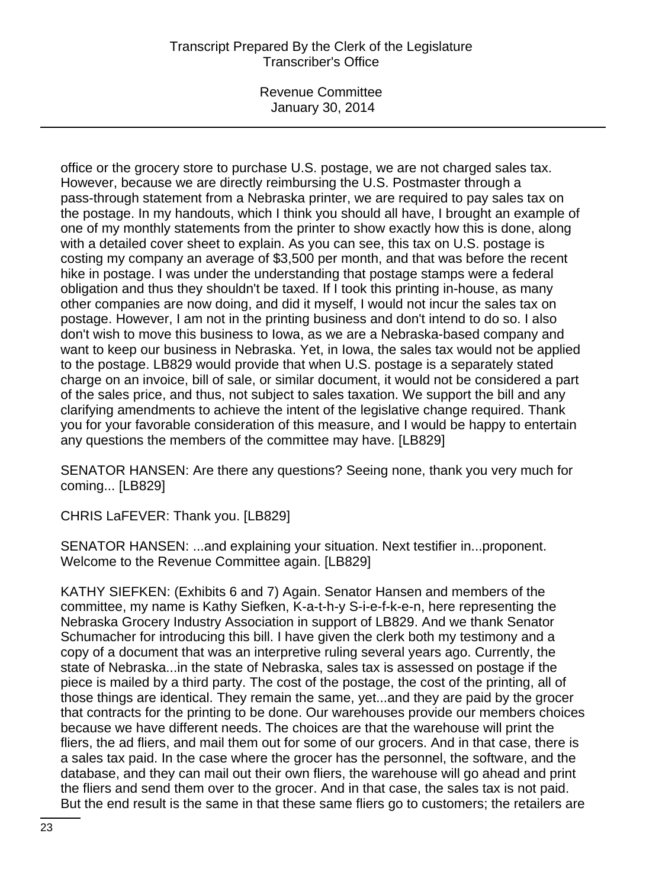office or the grocery store to purchase U.S. postage, we are not charged sales tax. However, because we are directly reimbursing the U.S. Postmaster through a pass-through statement from a Nebraska printer, we are required to pay sales tax on the postage. In my handouts, which I think you should all have, I brought an example of one of my monthly statements from the printer to show exactly how this is done, along with a detailed cover sheet to explain. As you can see, this tax on U.S. postage is costing my company an average of $3,500 per month, and that was before the recent hike in postage. I was under the understanding that postage stamps were a federal obligation and thus they shouldn't be taxed. If I took this printing in-house, as many other companies are now doing, and did it myself, I would not incur the sales tax on postage. However, I am not in the printing business and don't intend to do so. I also don't wish to move this business to Iowa, as we are a Nebraska-based company and want to keep our business in Nebraska. Yet, in Iowa, the sales tax would not be applied to the postage. LB829 would provide that when U.S. postage is a separately stated charge on an invoice, bill of sale, or similar document, it would not be considered a part of the sales price, and thus, not subject to sales taxation. We support the bill and any clarifying amendments to achieve the intent of the legislative change required. Thank you for your favorable consideration of this measure, and I would be happy to entertain any questions the members of the committee may have. [LB829]

SENATOR HANSEN: Are there any questions? Seeing none, thank you very much for coming... [LB829]

CHRIS LaFEVER: Thank you. [LB829]

SENATOR HANSEN: ...and explaining your situation. Next testifier in...proponent. Welcome to the Revenue Committee again. [LB829]

KATHY SIEFKEN: (Exhibits 6 and 7) Again. Senator Hansen and members of the committee, my name is Kathy Siefken, K-a-t-h-y S-i-e-f-k-e-n, here representing the Nebraska Grocery Industry Association in support of LB829. And we thank Senator Schumacher for introducing this bill. I have given the clerk both my testimony and a copy of a document that was an interpretive ruling several years ago. Currently, the state of Nebraska...in the state of Nebraska, sales tax is assessed on postage if the piece is mailed by a third party. The cost of the postage, the cost of the printing, all of those things are identical. They remain the same, yet...and they are paid by the grocer that contracts for the printing to be done. Our warehouses provide our members choices because we have different needs. The choices are that the warehouse will print the fliers, the ad fliers, and mail them out for some of our grocers. And in that case, there is a sales tax paid. In the case where the grocer has the personnel, the software, and the database, and they can mail out their own fliers, the warehouse will go ahead and print the fliers and send them over to the grocer. And in that case, the sales tax is not paid. But the end result is the same in that these same fliers go to customers; the retailers are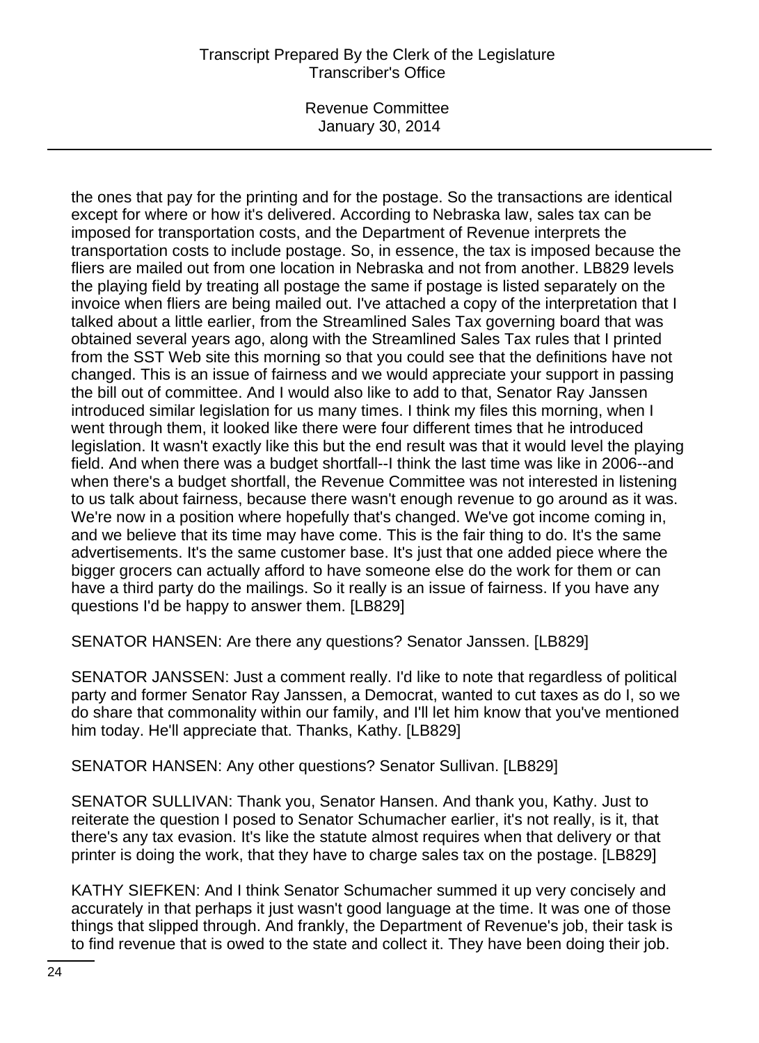the ones that pay for the printing and for the postage. So the transactions are identical except for where or how it's delivered. According to Nebraska law, sales tax can be imposed for transportation costs, and the Department of Revenue interprets the transportation costs to include postage. So, in essence, the tax is imposed because the fliers are mailed out from one location in Nebraska and not from another. LB829 levels the playing field by treating all postage the same if postage is listed separately on the invoice when fliers are being mailed out. I've attached a copy of the interpretation that I talked about a little earlier, from the Streamlined Sales Tax governing board that was obtained several years ago, along with the Streamlined Sales Tax rules that I printed from the SST Web site this morning so that you could see that the definitions have not changed. This is an issue of fairness and we would appreciate your support in passing the bill out of committee. And I would also like to add to that, Senator Ray Janssen introduced similar legislation for us many times. I think my files this morning, when I went through them, it looked like there were four different times that he introduced legislation. It wasn't exactly like this but the end result was that it would level the playing field. And when there was a budget shortfall--I think the last time was like in 2006--and when there's a budget shortfall, the Revenue Committee was not interested in listening to us talk about fairness, because there wasn't enough revenue to go around as it was. We're now in a position where hopefully that's changed. We've got income coming in, and we believe that its time may have come. This is the fair thing to do. It's the same advertisements. It's the same customer base. It's just that one added piece where the bigger grocers can actually afford to have someone else do the work for them or can have a third party do the mailings. So it really is an issue of fairness. If you have any questions I'd be happy to answer them. [LB829]

SENATOR HANSEN: Are there any questions? Senator Janssen. [LB829]

SENATOR JANSSEN: Just a comment really. I'd like to note that regardless of political party and former Senator Ray Janssen, a Democrat, wanted to cut taxes as do I, so we do share that commonality within our family, and I'll let him know that you've mentioned him today. He'll appreciate that. Thanks, Kathy. [LB829]

SENATOR HANSEN: Any other questions? Senator Sullivan. [LB829]

SENATOR SULLIVAN: Thank you, Senator Hansen. And thank you, Kathy. Just to reiterate the question I posed to Senator Schumacher earlier, it's not really, is it, that there's any tax evasion. It's like the statute almost requires when that delivery or that printer is doing the work, that they have to charge sales tax on the postage. [LB829]

KATHY SIEFKEN: And I think Senator Schumacher summed it up very concisely and accurately in that perhaps it just wasn't good language at the time. It was one of those things that slipped through. And frankly, the Department of Revenue's job, their task is to find revenue that is owed to the state and collect it. They have been doing their job.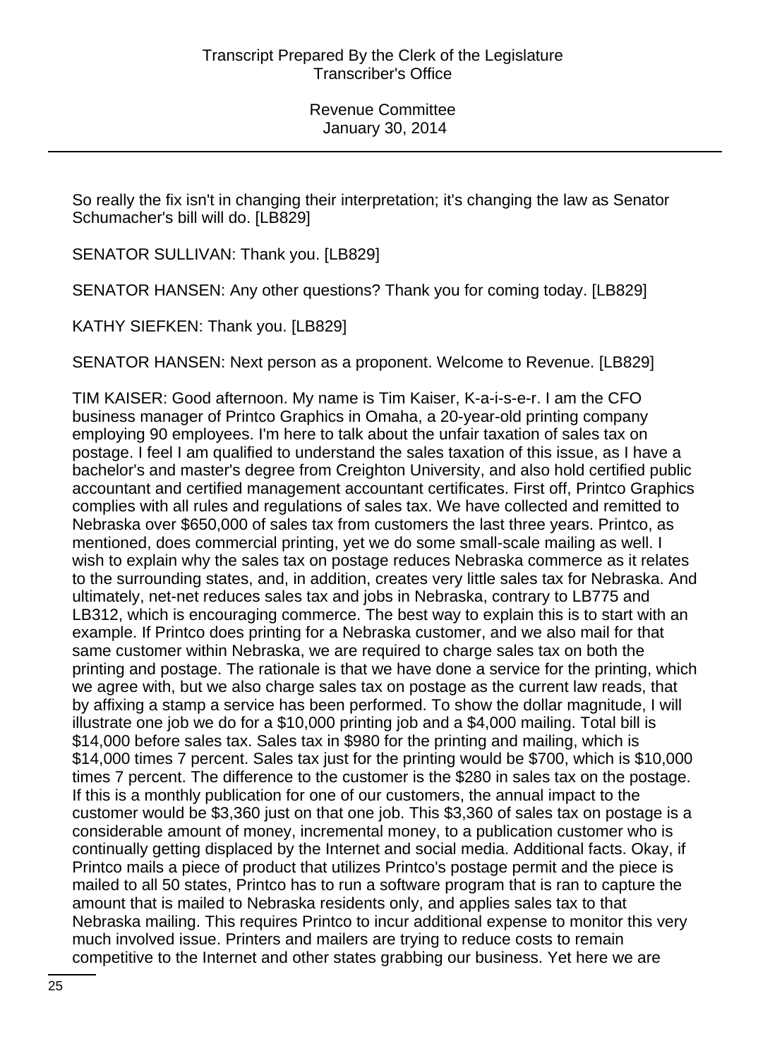So really the fix isn't in changing their interpretation; it's changing the law as Senator Schumacher's bill will do. [LB829]

SENATOR SULLIVAN: Thank you. [LB829]

SENATOR HANSEN: Any other questions? Thank you for coming today. [LB829]

KATHY SIEFKEN: Thank you. [LB829]

SENATOR HANSEN: Next person as a proponent. Welcome to Revenue. [LB829]

TIM KAISER: Good afternoon. My name is Tim Kaiser, K-a-i-s-e-r. I am the CFO business manager of Printco Graphics in Omaha, a 20-year-old printing company employing 90 employees. I'm here to talk about the unfair taxation of sales tax on postage. I feel I am qualified to understand the sales taxation of this issue, as I have a bachelor's and master's degree from Creighton University, and also hold certified public accountant and certified management accountant certificates. First off, Printco Graphics complies with all rules and regulations of sales tax. We have collected and remitted to Nebraska over $650,000 of sales tax from customers the last three years. Printco, as mentioned, does commercial printing, yet we do some small-scale mailing as well. I wish to explain why the sales tax on postage reduces Nebraska commerce as it relates to the surrounding states, and, in addition, creates very little sales tax for Nebraska. And ultimately, net-net reduces sales tax and jobs in Nebraska, contrary to LB775 and LB312, which is encouraging commerce. The best way to explain this is to start with an example. If Printco does printing for a Nebraska customer, and we also mail for that same customer within Nebraska, we are required to charge sales tax on both the printing and postage. The rationale is that we have done a service for the printing, which we agree with, but we also charge sales tax on postage as the current law reads, that by affixing a stamp a service has been performed. To show the dollar magnitude, I will illustrate one job we do for a $10,000 printing job and a $4,000 mailing. Total bill is $14,000 before sales tax. Sales tax in $980 for the printing and mailing, which is $14,000 times 7 percent. Sales tax just for the printing would be $700, which is $10,000 times 7 percent. The difference to the customer is the $280 in sales tax on the postage. If this is a monthly publication for one of our customers, the annual impact to the customer would be $3,360 just on that one job. This $3,360 of sales tax on postage is a considerable amount of money, incremental money, to a publication customer who is continually getting displaced by the Internet and social media. Additional facts. Okay, if Printco mails a piece of product that utilizes Printco's postage permit and the piece is mailed to all 50 states, Printco has to run a software program that is ran to capture the amount that is mailed to Nebraska residents only, and applies sales tax to that Nebraska mailing. This requires Printco to incur additional expense to monitor this very much involved issue. Printers and mailers are trying to reduce costs to remain competitive to the Internet and other states grabbing our business. Yet here we are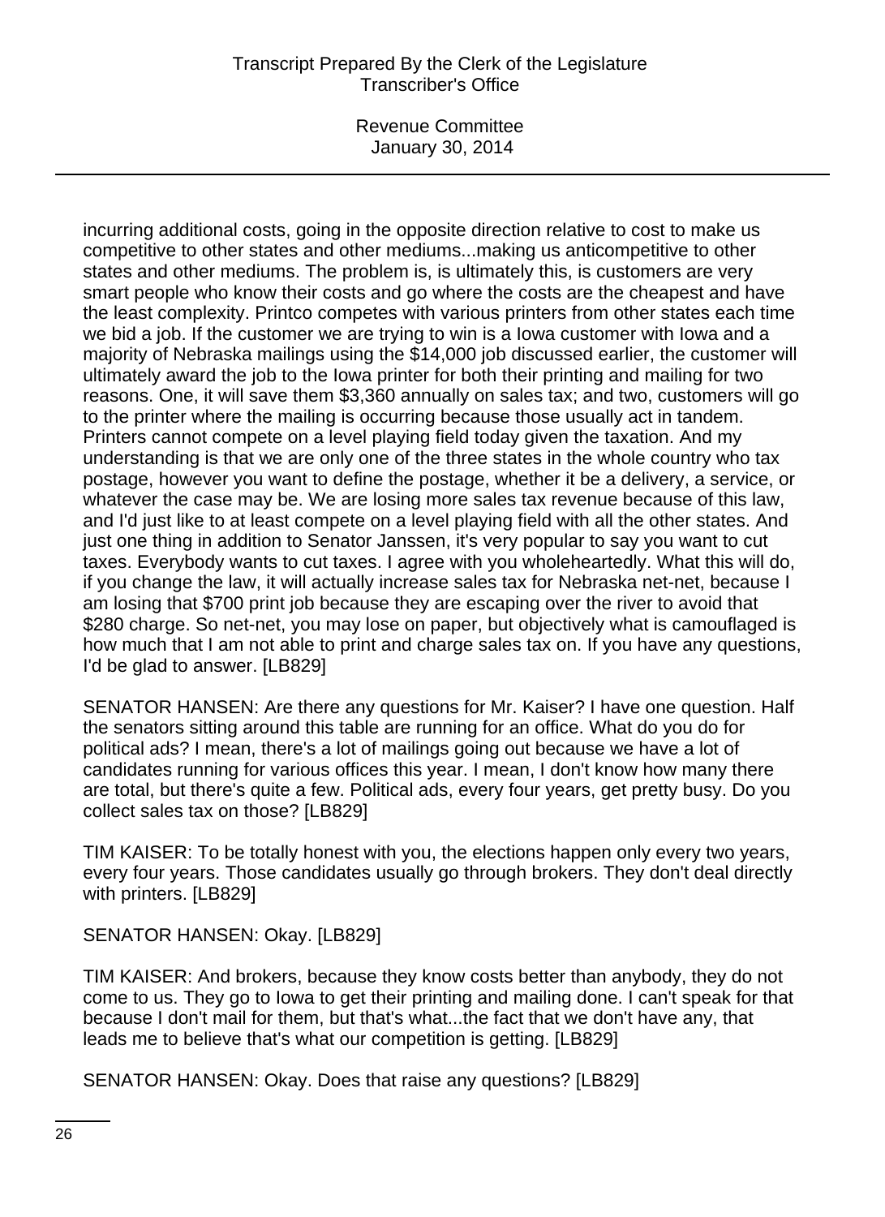incurring additional costs, going in the opposite direction relative to cost to make us competitive to other states and other mediums...making us anticompetitive to other states and other mediums. The problem is, is ultimately this, is customers are very smart people who know their costs and go where the costs are the cheapest and have the least complexity. Printco competes with various printers from other states each time we bid a job. If the customer we are trying to win is a Iowa customer with Iowa and a majority of Nebraska mailings using the $14,000 job discussed earlier, the customer will ultimately award the job to the Iowa printer for both their printing and mailing for two reasons. One, it will save them $3,360 annually on sales tax; and two, customers will go to the printer where the mailing is occurring because those usually act in tandem. Printers cannot compete on a level playing field today given the taxation. And my understanding is that we are only one of the three states in the whole country who tax postage, however you want to define the postage, whether it be a delivery, a service, or whatever the case may be. We are losing more sales tax revenue because of this law, and I'd just like to at least compete on a level playing field with all the other states. And just one thing in addition to Senator Janssen, it's very popular to say you want to cut taxes. Everybody wants to cut taxes. I agree with you wholeheartedly. What this will do, if you change the law, it will actually increase sales tax for Nebraska net-net, because I am losing that $700 print job because they are escaping over the river to avoid that $280 charge. So net-net, you may lose on paper, but objectively what is camouflaged is how much that I am not able to print and charge sales tax on. If you have any questions, I'd be glad to answer. [LB829]

SENATOR HANSEN: Are there any questions for Mr. Kaiser? I have one question. Half the senators sitting around this table are running for an office. What do you do for political ads? I mean, there's a lot of mailings going out because we have a lot of candidates running for various offices this year. I mean, I don't know how many there are total, but there's quite a few. Political ads, every four years, get pretty busy. Do you collect sales tax on those? [LB829]

TIM KAISER: To be totally honest with you, the elections happen only every two years, every four years. Those candidates usually go through brokers. They don't deal directly with printers. [LB829]

SENATOR HANSEN: Okay. [LB829]

TIM KAISER: And brokers, because they know costs better than anybody, they do not come to us. They go to Iowa to get their printing and mailing done. I can't speak for that because I don't mail for them, but that's what...the fact that we don't have any, that leads me to believe that's what our competition is getting. [LB829]

SENATOR HANSEN: Okay. Does that raise any questions? [LB829]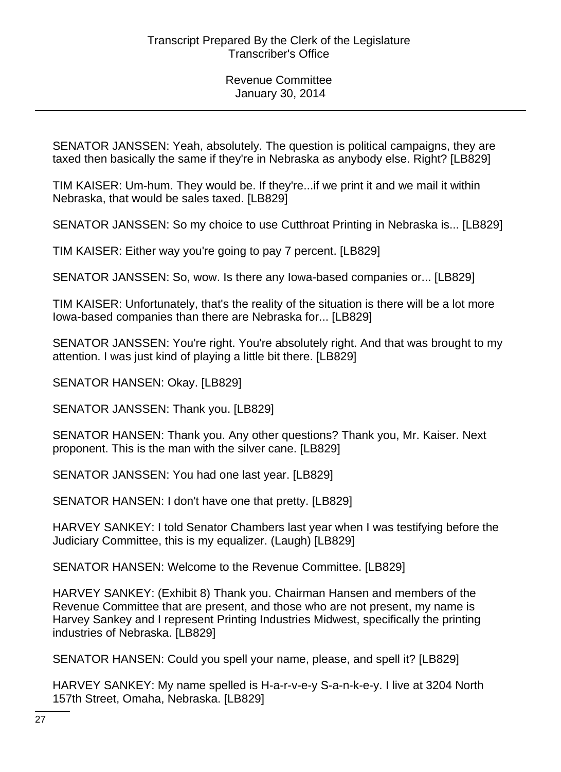SENATOR JANSSEN: Yeah, absolutely. The question is political campaigns, they are taxed then basically the same if they're in Nebraska as anybody else. Right? [LB829]

TIM KAISER: Um-hum. They would be. If they're...if we print it and we mail it within Nebraska, that would be sales taxed. [LB829]

SENATOR JANSSEN: So my choice to use Cutthroat Printing in Nebraska is... [LB829]

TIM KAISER: Either way you're going to pay 7 percent. [LB829]

SENATOR JANSSEN: So, wow. Is there any Iowa-based companies or... [LB829]

TIM KAISER: Unfortunately, that's the reality of the situation is there will be a lot more Iowa-based companies than there are Nebraska for... [LB829]

SENATOR JANSSEN: You're right. You're absolutely right. And that was brought to my attention. I was just kind of playing a little bit there. [LB829]

SENATOR HANSEN: Okay. [LB829]

SENATOR JANSSEN: Thank you. [LB829]

SENATOR HANSEN: Thank you. Any other questions? Thank you, Mr. Kaiser. Next proponent. This is the man with the silver cane. [LB829]

SENATOR JANSSEN: You had one last year. [LB829]

SENATOR HANSEN: I don't have one that pretty. [LB829]

HARVEY SANKEY: I told Senator Chambers last year when I was testifying before the Judiciary Committee, this is my equalizer. (Laugh) [LB829]

SENATOR HANSEN: Welcome to the Revenue Committee. [LB829]

HARVEY SANKEY: (Exhibit 8) Thank you. Chairman Hansen and members of the Revenue Committee that are present, and those who are not present, my name is Harvey Sankey and I represent Printing Industries Midwest, specifically the printing industries of Nebraska. [LB829]

SENATOR HANSEN: Could you spell your name, please, and spell it? [LB829]

HARVEY SANKEY: My name spelled is H-a-r-v-e-y S-a-n-k-e-y. I live at 3204 North 157th Street, Omaha, Nebraska. [LB829]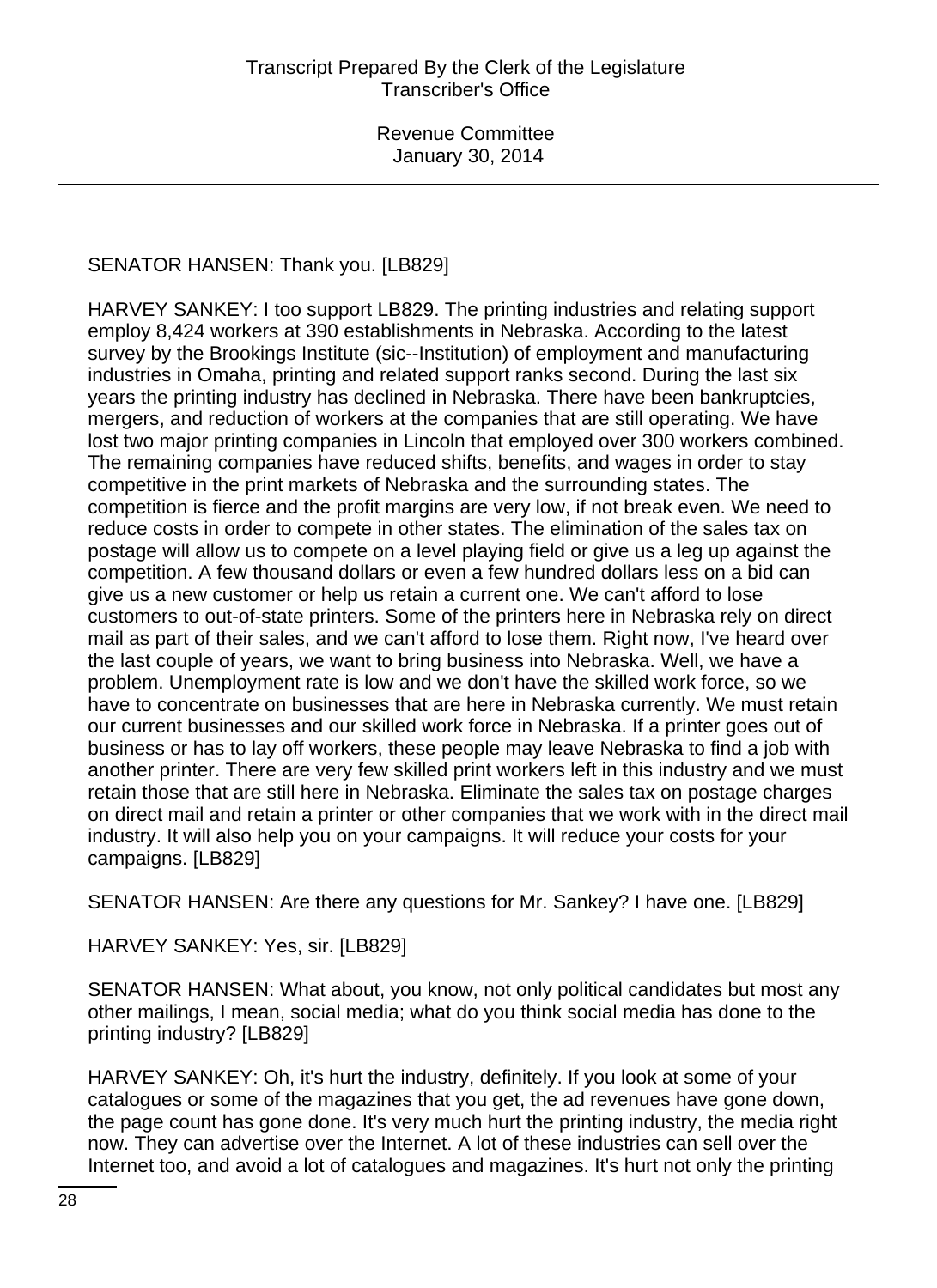SENATOR HANSEN: Thank you. [LB829]

HARVEY SANKEY: I too support LB829. The printing industries and relating support employ 8,424 workers at 390 establishments in Nebraska. According to the latest survey by the Brookings Institute (sic--Institution) of employment and manufacturing industries in Omaha, printing and related support ranks second. During the last six years the printing industry has declined in Nebraska. There have been bankruptcies, mergers, and reduction of workers at the companies that are still operating. We have lost two major printing companies in Lincoln that employed over 300 workers combined. The remaining companies have reduced shifts, benefits, and wages in order to stay competitive in the print markets of Nebraska and the surrounding states. The competition is fierce and the profit margins are very low, if not break even. We need to reduce costs in order to compete in other states. The elimination of the sales tax on postage will allow us to compete on a level playing field or give us a leg up against the competition. A few thousand dollars or even a few hundred dollars less on a bid can give us a new customer or help us retain a current one. We can't afford to lose customers to out-of-state printers. Some of the printers here in Nebraska rely on direct mail as part of their sales, and we can't afford to lose them. Right now, I've heard over the last couple of years, we want to bring business into Nebraska. Well, we have a problem. Unemployment rate is low and we don't have the skilled work force, so we have to concentrate on businesses that are here in Nebraska currently. We must retain our current businesses and our skilled work force in Nebraska. If a printer goes out of business or has to lay off workers, these people may leave Nebraska to find a job with another printer. There are very few skilled print workers left in this industry and we must retain those that are still here in Nebraska. Eliminate the sales tax on postage charges on direct mail and retain a printer or other companies that we work with in the direct mail industry. It will also help you on your campaigns. It will reduce your costs for your campaigns. [LB829]

SENATOR HANSEN: Are there any questions for Mr. Sankey? I have one. [LB829]

HARVEY SANKEY: Yes, sir. [LB829]

SENATOR HANSEN: What about, you know, not only political candidates but most any other mailings, I mean, social media; what do you think social media has done to the printing industry? [LB829]

HARVEY SANKEY: Oh, it's hurt the industry, definitely. If you look at some of your catalogues or some of the magazines that you get, the ad revenues have gone down, the page count has gone done. It's very much hurt the printing industry, the media right now. They can advertise over the Internet. A lot of these industries can sell over the Internet too, and avoid a lot of catalogues and magazines. It's hurt not only the printing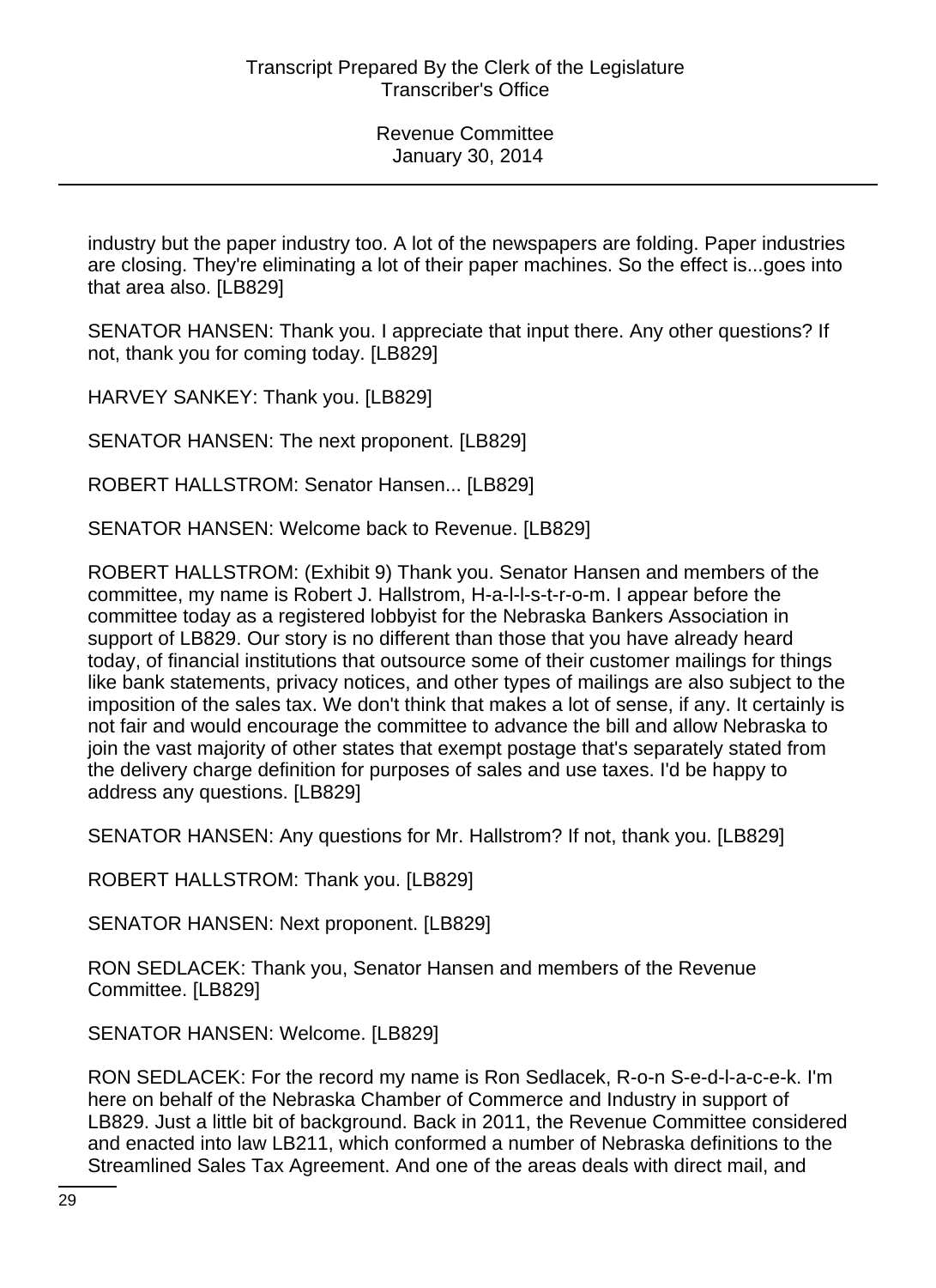industry but the paper industry too. A lot of the newspapers are folding. Paper industries are closing. They're eliminating a lot of their paper machines. So the effect is...goes into that area also. [LB829]

SENATOR HANSEN: Thank you. I appreciate that input there. Any other questions? If not, thank you for coming today. [LB829]

HARVEY SANKEY: Thank you. [LB829]

SENATOR HANSEN: The next proponent. [LB829]

ROBERT HALLSTROM: Senator Hansen... [LB829]

SENATOR HANSEN: Welcome back to Revenue. [LB829]

ROBERT HALLSTROM: (Exhibit 9) Thank you. Senator Hansen and members of the committee, my name is Robert J. Hallstrom, H-a-l-l-s-t-r-o-m. I appear before the committee today as a registered lobbyist for the Nebraska Bankers Association in support of LB829. Our story is no different than those that you have already heard today, of financial institutions that outsource some of their customer mailings for things like bank statements, privacy notices, and other types of mailings are also subject to the imposition of the sales tax. We don't think that makes a lot of sense, if any. It certainly is not fair and would encourage the committee to advance the bill and allow Nebraska to join the vast majority of other states that exempt postage that's separately stated from the delivery charge definition for purposes of sales and use taxes. I'd be happy to address any questions. [LB829]

SENATOR HANSEN: Any questions for Mr. Hallstrom? If not, thank you. [LB829]

ROBERT HALLSTROM: Thank you. [LB829]

SENATOR HANSEN: Next proponent. [LB829]

RON SEDLACEK: Thank you, Senator Hansen and members of the Revenue Committee. [LB829]

SENATOR HANSEN: Welcome. [LB829]

RON SEDLACEK: For the record my name is Ron Sedlacek, R-o-n S-e-d-l-a-c-e-k. I'm here on behalf of the Nebraska Chamber of Commerce and Industry in support of LB829. Just a little bit of background. Back in 2011, the Revenue Committee considered and enacted into law LB211, which conformed a number of Nebraska definitions to the Streamlined Sales Tax Agreement. And one of the areas deals with direct mail, and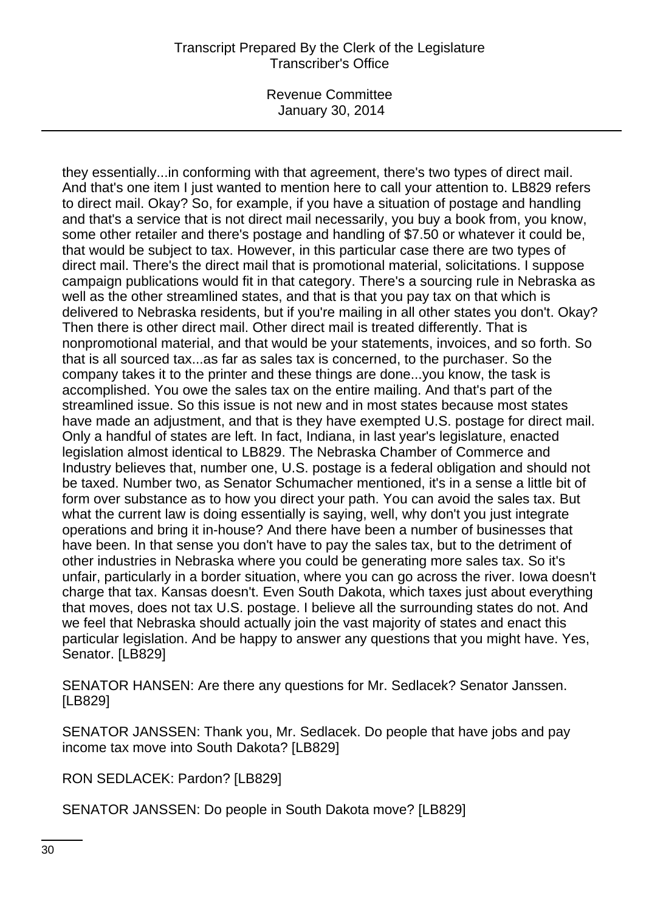they essentially...in conforming with that agreement, there's two types of direct mail. And that's one item I just wanted to mention here to call your attention to. LB829 refers to direct mail. Okay? So, for example, if you have a situation of postage and handling and that's a service that is not direct mail necessarily, you buy a book from, you know, some other retailer and there's postage and handling of $7.50 or whatever it could be, that would be subject to tax. However, in this particular case there are two types of direct mail. There's the direct mail that is promotional material, solicitations. I suppose campaign publications would fit in that category. There's a sourcing rule in Nebraska as well as the other streamlined states, and that is that you pay tax on that which is delivered to Nebraska residents, but if you're mailing in all other states you don't. Okay? Then there is other direct mail. Other direct mail is treated differently. That is nonpromotional material, and that would be your statements, invoices, and so forth. So that is all sourced tax...as far as sales tax is concerned, to the purchaser. So the company takes it to the printer and these things are done...you know, the task is accomplished. You owe the sales tax on the entire mailing. And that's part of the streamlined issue. So this issue is not new and in most states because most states have made an adjustment, and that is they have exempted U.S. postage for direct mail. Only a handful of states are left. In fact, Indiana, in last year's legislature, enacted legislation almost identical to LB829. The Nebraska Chamber of Commerce and Industry believes that, number one, U.S. postage is a federal obligation and should not be taxed. Number two, as Senator Schumacher mentioned, it's in a sense a little bit of form over substance as to how you direct your path. You can avoid the sales tax. But what the current law is doing essentially is saying, well, why don't you just integrate operations and bring it in-house? And there have been a number of businesses that have been. In that sense you don't have to pay the sales tax, but to the detriment of other industries in Nebraska where you could be generating more sales tax. So it's unfair, particularly in a border situation, where you can go across the river. Iowa doesn't charge that tax. Kansas doesn't. Even South Dakota, which taxes just about everything that moves, does not tax U.S. postage. I believe all the surrounding states do not. And we feel that Nebraska should actually join the vast majority of states and enact this particular legislation. And be happy to answer any questions that you might have. Yes, Senator. [LB829]

SENATOR HANSEN: Are there any questions for Mr. Sedlacek? Senator Janssen. [LB829]

SENATOR JANSSEN: Thank you, Mr. Sedlacek. Do people that have jobs and pay income tax move into South Dakota? [LB829]

RON SEDLACEK: Pardon? [LB829]

SENATOR JANSSEN: Do people in South Dakota move? [LB829]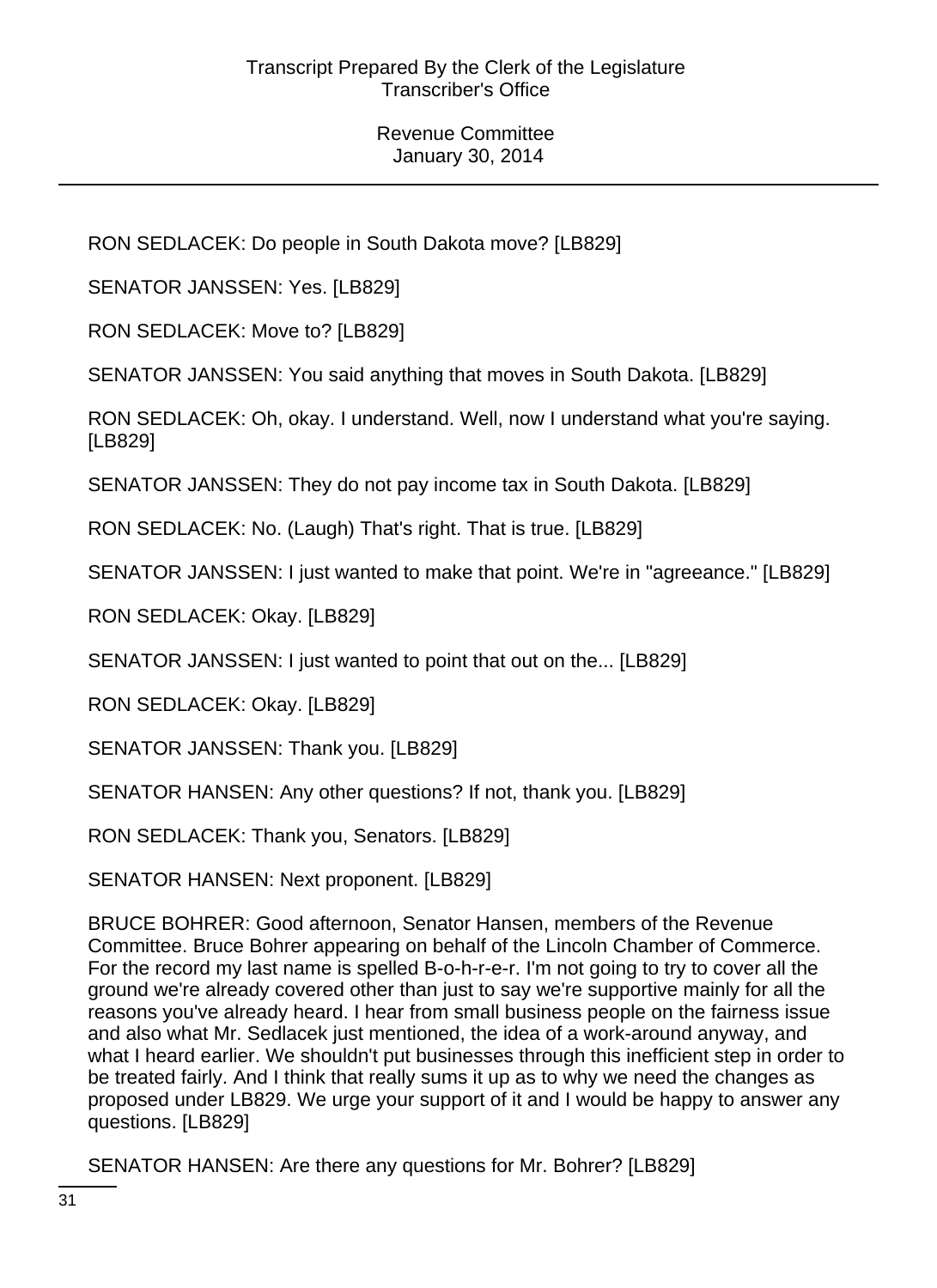RON SEDLACEK: Do people in South Dakota move? [LB829]

SENATOR JANSSEN: Yes. [LB829]

RON SEDLACEK: Move to? [LB829]

SENATOR JANSSEN: You said anything that moves in South Dakota. [LB829]

RON SEDLACEK: Oh, okay. I understand. Well, now I understand what you're saying. [LB829]

SENATOR JANSSEN: They do not pay income tax in South Dakota. [LB829]

RON SEDLACEK: No. (Laugh) That's right. That is true. [LB829]

SENATOR JANSSEN: I just wanted to make that point. We're in "agreeance." [LB829]

RON SEDLACEK: Okay. [LB829]

SENATOR JANSSEN: I just wanted to point that out on the... [LB829]

RON SEDLACEK: Okay. [LB829]

SENATOR JANSSEN: Thank you. [LB829]

SENATOR HANSEN: Any other questions? If not, thank you. [LB829]

RON SEDLACEK: Thank you, Senators. [LB829]

SENATOR HANSEN: Next proponent. [LB829]

BRUCE BOHRER: Good afternoon, Senator Hansen, members of the Revenue Committee. Bruce Bohrer appearing on behalf of the Lincoln Chamber of Commerce. For the record my last name is spelled B-o-h-r-e-r. I'm not going to try to cover all the ground we're already covered other than just to say we're supportive mainly for all the reasons you've already heard. I hear from small business people on the fairness issue and also what Mr. Sedlacek just mentioned, the idea of a work-around anyway, and what I heard earlier. We shouldn't put businesses through this inefficient step in order to be treated fairly. And I think that really sums it up as to why we need the changes as proposed under LB829. We urge your support of it and I would be happy to answer any questions. [LB829]

SENATOR HANSEN: Are there any questions for Mr. Bohrer? [LB829]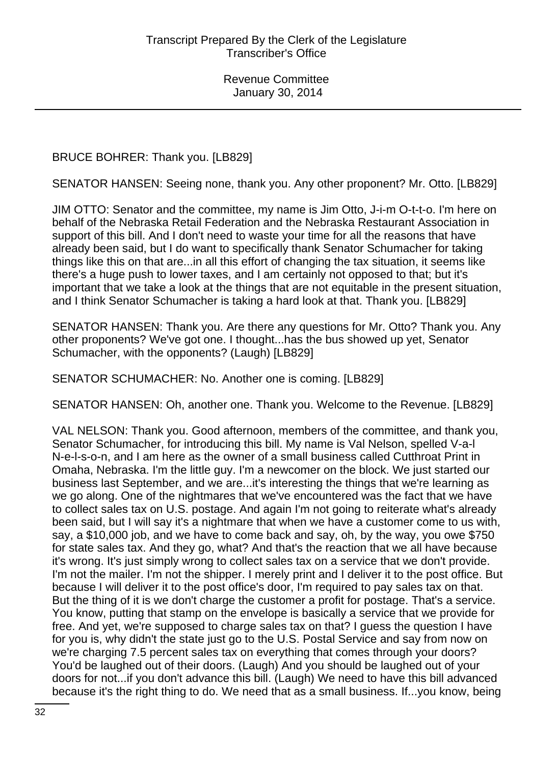BRUCE BOHRER: Thank you. [LB829]

SENATOR HANSEN: Seeing none, thank you. Any other proponent? Mr. Otto. [LB829]

JIM OTTO: Senator and the committee, my name is Jim Otto, J-i-m O-t-t-o. I'm here on behalf of the Nebraska Retail Federation and the Nebraska Restaurant Association in support of this bill. And I don't need to waste your time for all the reasons that have already been said, but I do want to specifically thank Senator Schumacher for taking things like this on that are...in all this effort of changing the tax situation, it seems like there's a huge push to lower taxes, and I am certainly not opposed to that; but it's important that we take a look at the things that are not equitable in the present situation, and I think Senator Schumacher is taking a hard look at that. Thank you. [LB829]

SENATOR HANSEN: Thank you. Are there any questions for Mr. Otto? Thank you. Any other proponents? We've got one. I thought...has the bus showed up yet, Senator Schumacher, with the opponents? (Laugh) [LB829]

SENATOR SCHUMACHER: No. Another one is coming. [LB829]

SENATOR HANSEN: Oh, another one. Thank you. Welcome to the Revenue. [LB829]

VAL NELSON: Thank you. Good afternoon, members of the committee, and thank you, Senator Schumacher, for introducing this bill. My name is Val Nelson, spelled V-a-l N-e-l-s-o-n, and I am here as the owner of a small business called Cutthroat Print in Omaha, Nebraska. I'm the little guy. I'm a newcomer on the block. We just started our business last September, and we are...it's interesting the things that we're learning as we go along. One of the nightmares that we've encountered was the fact that we have to collect sales tax on U.S. postage. And again I'm not going to reiterate what's already been said, but I will say it's a nightmare that when we have a customer come to us with, say, a $10,000 job, and we have to come back and say, oh, by the way, you owe $750 for state sales tax. And they go, what? And that's the reaction that we all have because it's wrong. It's just simply wrong to collect sales tax on a service that we don't provide. I'm not the mailer. I'm not the shipper. I merely print and I deliver it to the post office. But because I will deliver it to the post office's door, I'm required to pay sales tax on that. But the thing of it is we don't charge the customer a profit for postage. That's a service. You know, putting that stamp on the envelope is basically a service that we provide for free. And yet, we're supposed to charge sales tax on that? I guess the question I have for you is, why didn't the state just go to the U.S. Postal Service and say from now on we're charging 7.5 percent sales tax on everything that comes through your doors? You'd be laughed out of their doors. (Laugh) And you should be laughed out of your doors for not...if you don't advance this bill. (Laugh) We need to have this bill advanced because it's the right thing to do. We need that as a small business. If...you know, being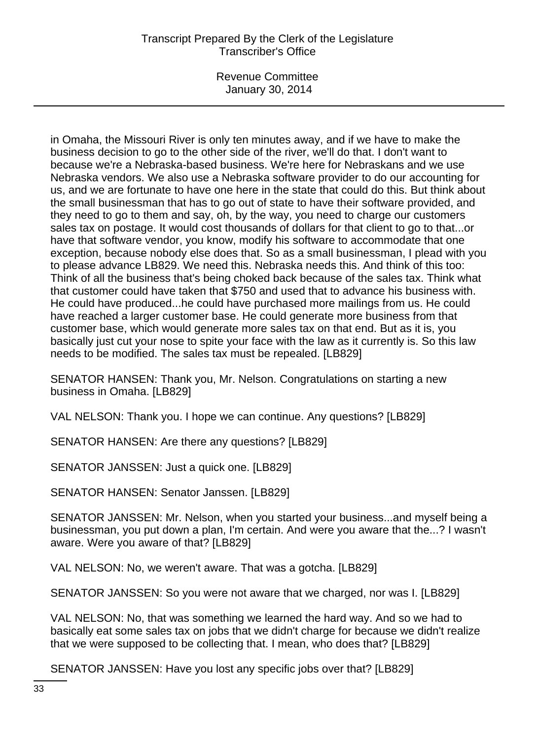in Omaha, the Missouri River is only ten minutes away, and if we have to make the business decision to go to the other side of the river, we'll do that. I don't want to because we're a Nebraska-based business. We're here for Nebraskans and we use Nebraska vendors. We also use a Nebraska software provider to do our accounting for us, and we are fortunate to have one here in the state that could do this. But think about the small businessman that has to go out of state to have their software provided, and they need to go to them and say, oh, by the way, you need to charge our customers sales tax on postage. It would cost thousands of dollars for that client to go to that...or have that software vendor, you know, modify his software to accommodate that one exception, because nobody else does that. So as a small businessman, I plead with you to please advance LB829. We need this. Nebraska needs this. And think of this too: Think of all the business that's being choked back because of the sales tax. Think what that customer could have taken that $750 and used that to advance his business with. He could have produced...he could have purchased more mailings from us. He could have reached a larger customer base. He could generate more business from that customer base, which would generate more sales tax on that end. But as it is, you basically just cut your nose to spite your face with the law as it currently is. So this law needs to be modified. The sales tax must be repealed. [LB829]

SENATOR HANSEN: Thank you, Mr. Nelson. Congratulations on starting a new business in Omaha. [LB829]

VAL NELSON: Thank you. I hope we can continue. Any questions? [LB829]

SENATOR HANSEN: Are there any questions? [LB829]

SENATOR JANSSEN: Just a quick one. [LB829]

SENATOR HANSEN: Senator Janssen. [LB829]

SENATOR JANSSEN: Mr. Nelson, when you started your business...and myself being a businessman, you put down a plan, I'm certain. And were you aware that the...? I wasn't aware. Were you aware of that? [LB829]

VAL NELSON: No, we weren't aware. That was a gotcha. [LB829]

SENATOR JANSSEN: So you were not aware that we charged, nor was I. [LB829]

VAL NELSON: No, that was something we learned the hard way. And so we had to basically eat some sales tax on jobs that we didn't charge for because we didn't realize that we were supposed to be collecting that. I mean, who does that? [LB829]

SENATOR JANSSEN: Have you lost any specific jobs over that? [LB829]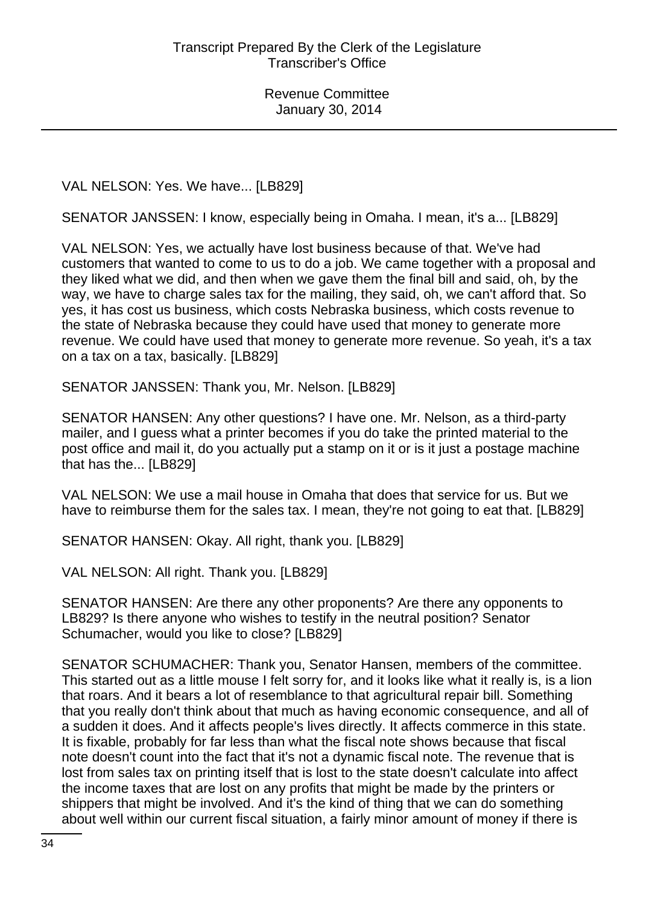VAL NELSON: Yes. We have... [LB829]

SENATOR JANSSEN: I know, especially being in Omaha. I mean, it's a... [LB829]

VAL NELSON: Yes, we actually have lost business because of that. We've had customers that wanted to come to us to do a job. We came together with a proposal and they liked what we did, and then when we gave them the final bill and said, oh, by the way, we have to charge sales tax for the mailing, they said, oh, we can't afford that. So yes, it has cost us business, which costs Nebraska business, which costs revenue to the state of Nebraska because they could have used that money to generate more revenue. We could have used that money to generate more revenue. So yeah, it's a tax on a tax on a tax, basically. [LB829]

SENATOR JANSSEN: Thank you, Mr. Nelson. [LB829]

SENATOR HANSEN: Any other questions? I have one. Mr. Nelson, as a third-party mailer, and I guess what a printer becomes if you do take the printed material to the post office and mail it, do you actually put a stamp on it or is it just a postage machine that has the... [LB829]

VAL NELSON: We use a mail house in Omaha that does that service for us. But we have to reimburse them for the sales tax. I mean, they're not going to eat that. [LB829]

SENATOR HANSEN: Okay. All right, thank you. [LB829]

VAL NELSON: All right. Thank you. [LB829]

SENATOR HANSEN: Are there any other proponents? Are there any opponents to LB829? Is there anyone who wishes to testify in the neutral position? Senator Schumacher, would you like to close? [LB829]

SENATOR SCHUMACHER: Thank you, Senator Hansen, members of the committee. This started out as a little mouse I felt sorry for, and it looks like what it really is, is a lion that roars. And it bears a lot of resemblance to that agricultural repair bill. Something that you really don't think about that much as having economic consequence, and all of a sudden it does. And it affects people's lives directly. It affects commerce in this state. It is fixable, probably for far less than what the fiscal note shows because that fiscal note doesn't count into the fact that it's not a dynamic fiscal note. The revenue that is lost from sales tax on printing itself that is lost to the state doesn't calculate into affect the income taxes that are lost on any profits that might be made by the printers or shippers that might be involved. And it's the kind of thing that we can do something about well within our current fiscal situation, a fairly minor amount of money if there is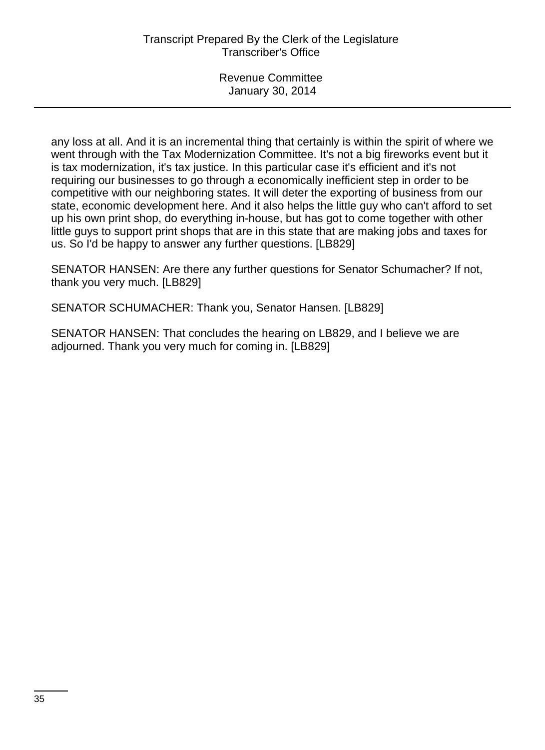any loss at all. And it is an incremental thing that certainly is within the spirit of where we went through with the Tax Modernization Committee. It's not a big fireworks event but it is tax modernization, it's tax justice. In this particular case it's efficient and it's not requiring our businesses to go through a economically inefficient step in order to be competitive with our neighboring states. It will deter the exporting of business from our state, economic development here. And it also helps the little guy who can't afford to set up his own print shop, do everything in-house, but has got to come together with other little guys to support print shops that are in this state that are making jobs and taxes for us. So I'd be happy to answer any further questions. [LB829]

SENATOR HANSEN: Are there any further questions for Senator Schumacher? If not, thank you very much. [LB829]

SENATOR SCHUMACHER: Thank you, Senator Hansen. [LB829]

SENATOR HANSEN: That concludes the hearing on LB829, and I believe we are adjourned. Thank you very much for coming in. [LB829]